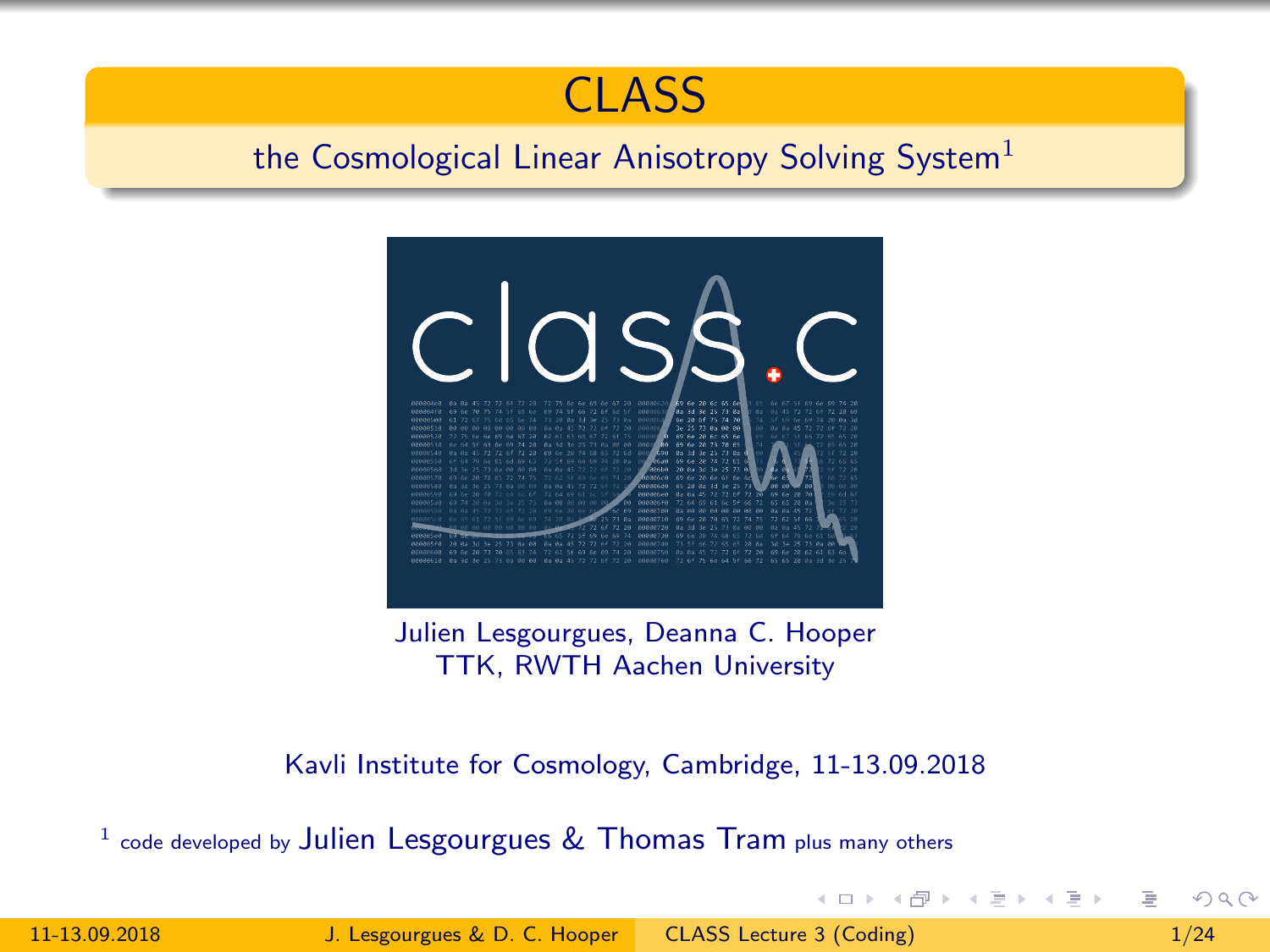# CLASS

## the Cosmological Linear Anisotropy Solving System[1]

Julien Lesgourgues, Deanna C. Hooper
TTK, RWTH Aachen University

Kavli Institute for Cosmology, Cambridge, 11-13.09.2018

[1] code developed by Julien Lesgourgues & Thomas Tram plus many others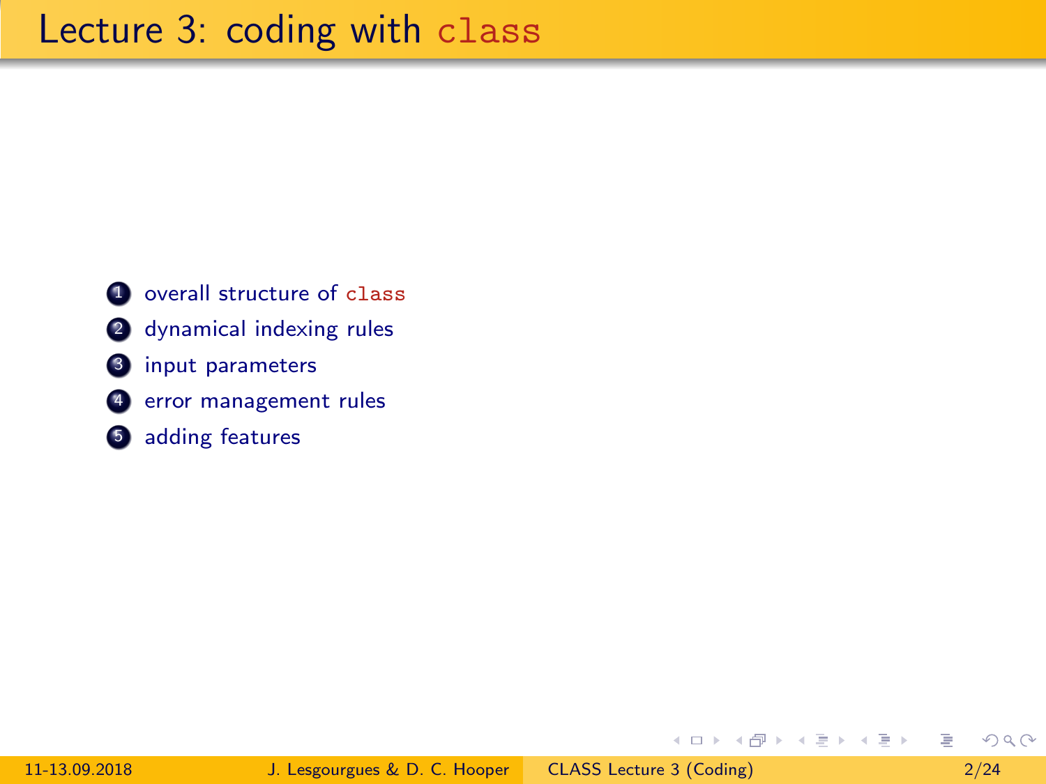# Lecture 3: coding with `class`

1. overall structure of `class`
2. dynamical indexing rules
3. input parameters
4. error management rules
5. adding features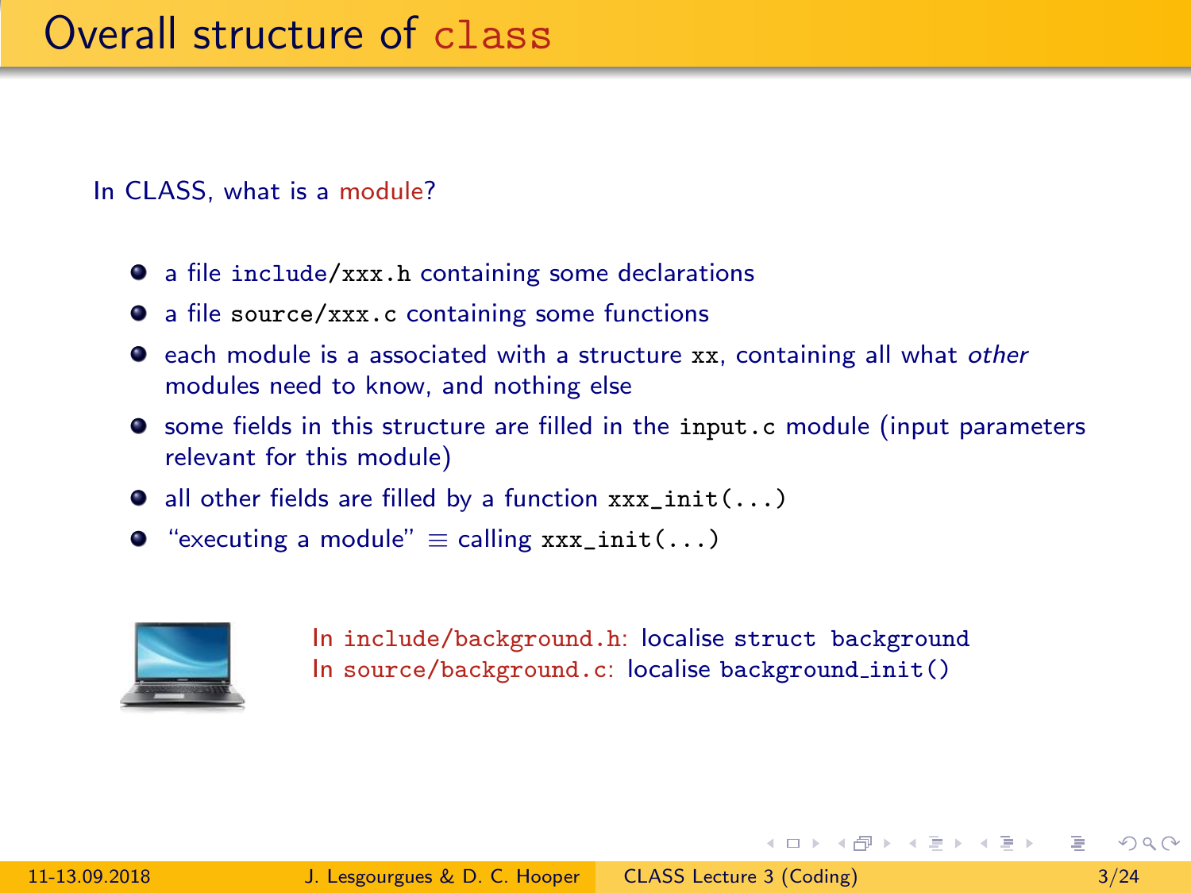# Overall structure of `class`

In CLASS, what is a module?

- a file `include/xxx.h` containing some declarations
- a file `source/xxx.c` containing some functions
- each module is a associated with a structure `xx`, containing all what *other* modules need to know, and nothing else
- some fields in this structure are filled in the `input.c` module (input parameters relevant for this module)
- all other fields are filled by a function `xxx_init(...)`
- "executing a module" ≡ calling `xxx_init(...)`

In `include/background.h`: localise `struct background`
In `source/background.c`: localise `background_init()`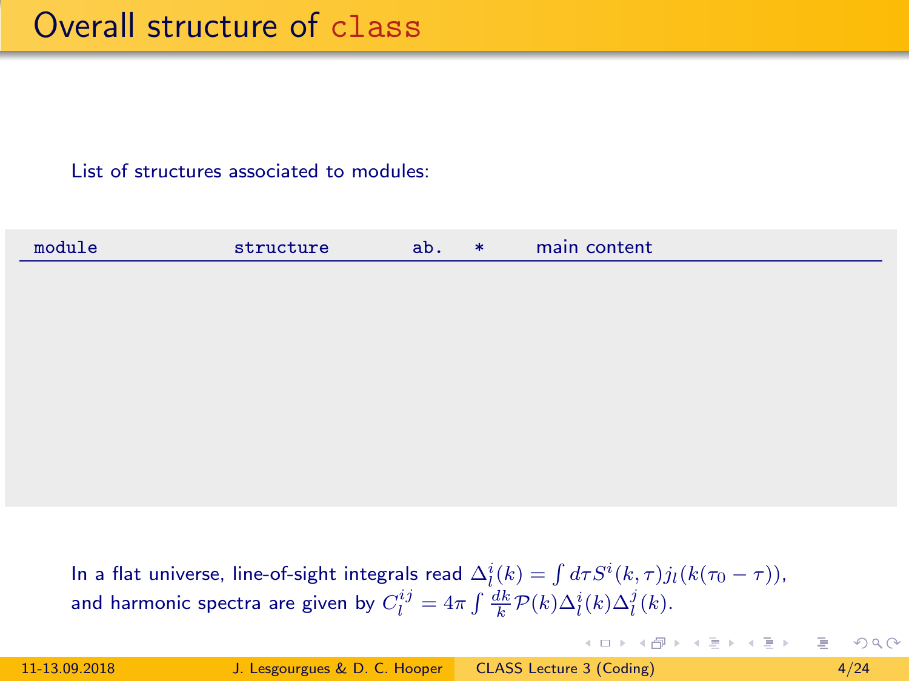# Overall structure of `class`

List of structures associated to modules:

| module | structure | ab. | * | main content |
|---|---|---|---|---|

In a flat universe, line-of-sight integrals read $\Delta_l^i(k) = \int d\tau S^i(k,\tau) j_l(k(\tau_0 - \tau))$, and harmonic spectra are given by $C_l^{ij} = 4\pi \int \frac{dk}{k} \mathcal{P}(k) \Delta_l^i(k) \Delta_l^j(k)$.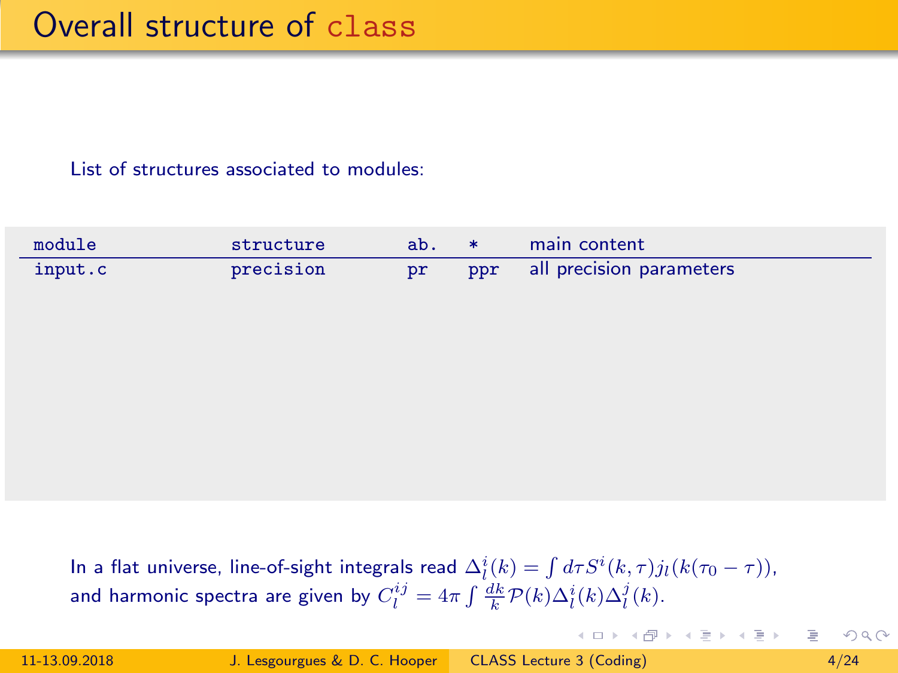# Overall structure of `class`

List of structures associated to modules:

| module | structure | ab. | * | main content |
|---|---|---|---|---|
| input.c | precision | pr | ppr | all precision parameters |

In a flat universe, line-of-sight integrals read $\Delta_l^i(k) = \int d\tau S^i(k,\tau) j_l(k(\tau_0 - \tau))$, and harmonic spectra are given by $C_l^{ij} = 4\pi \int \frac{dk}{k} \mathcal{P}(k) \Delta_l^i(k) \Delta_l^j(k)$.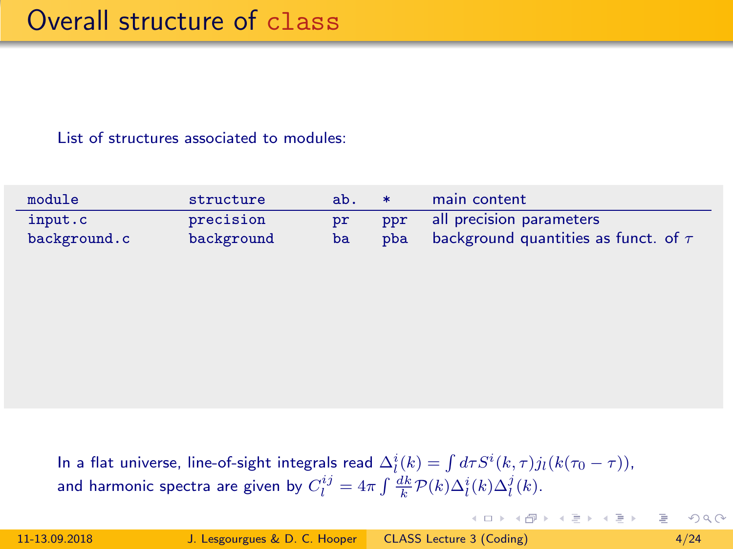# Overall structure of `class`

List of structures associated to modules:

| module | structure | ab. | * | main content |
|---|---|---|---|---|
| `input.c` | `precision` | `pr` | `ppr` | all precision parameters |
| `background.c` | `background` | `ba` | `pba` | background quantities as funct. of $\tau$ |

In a flat universe, line-of-sight integrals read $\Delta_l^i(k) = \int d\tau S^i(k,\tau) j_l(k(\tau_0 - \tau))$, and harmonic spectra are given by $C_l^{ij} = 4\pi \int \frac{dk}{k} \mathcal{P}(k) \Delta_l^i(k) \Delta_l^j(k)$.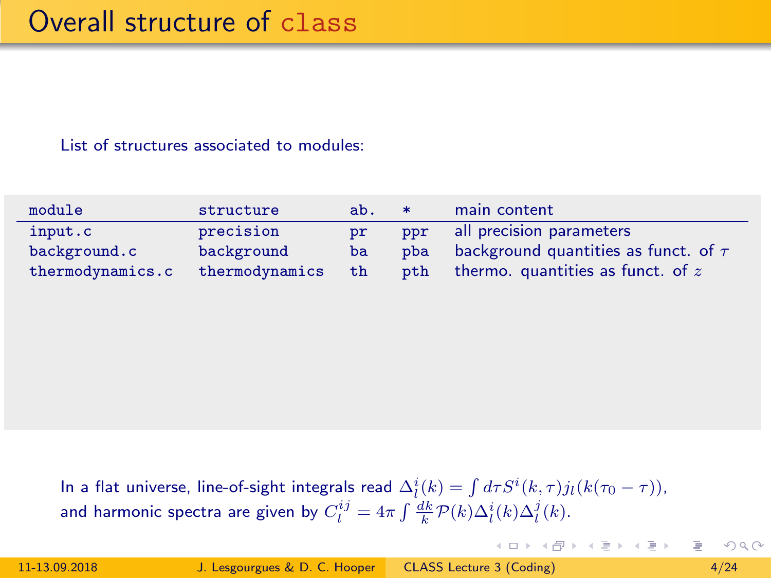# Overall structure of `class`

List of structures associated to modules:

| module | structure | ab. | * | main content |
|---|---|---|---|---|
| input.c | precision | pr | ppr | all precision parameters |
| background.c | background | ba | pba | background quantities as funct. of $\tau$ |
| thermodynamics.c | thermodynamics | th | pth | thermo. quantities as funct. of $z$ |

In a flat universe, line-of-sight integrals read $\Delta_l^i(k) = \int d\tau S^i(k,\tau) j_l(k(\tau_0 - \tau))$, and harmonic spectra are given by $C_l^{ij} = 4\pi \int \frac{dk}{k} \mathcal{P}(k) \Delta_l^i(k) \Delta_l^j(k)$.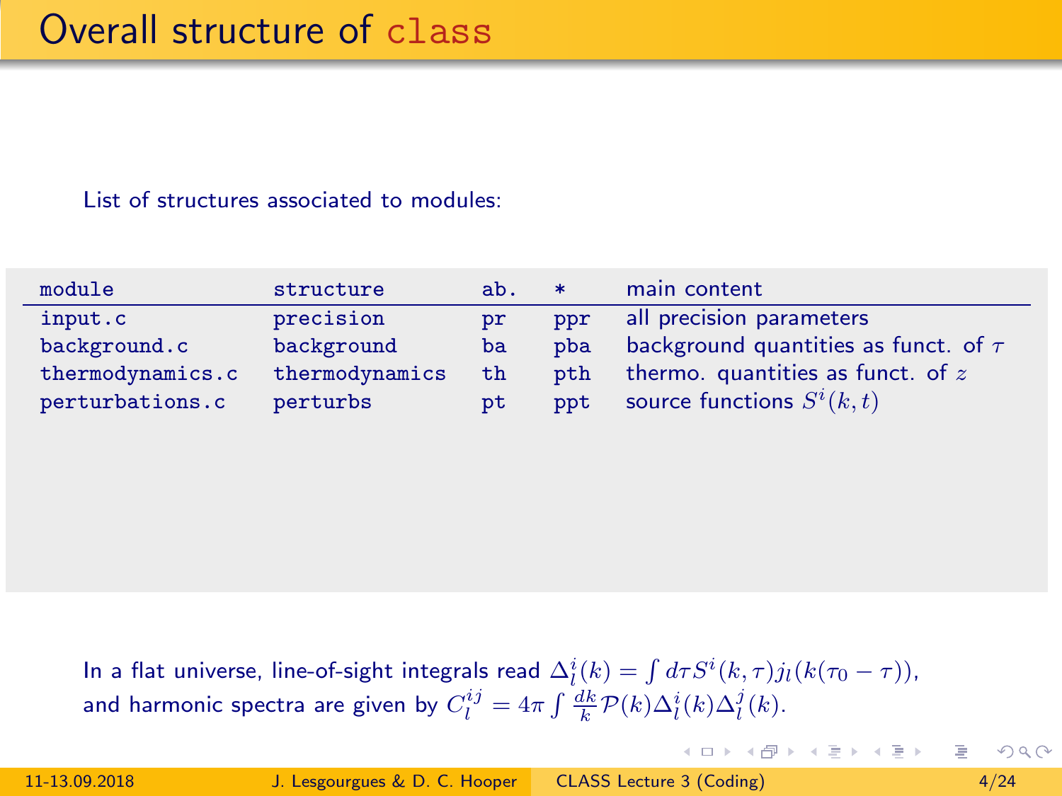# Overall structure of `class`

List of structures associated to modules:

| module | structure | ab. | * | main content |
|---|---|---|---|---|
| `input.c` | `precision` | `pr` | `ppr` | all precision parameters |
| `background.c` | `background` | `ba` | `pba` | background quantities as funct. of $\tau$ |
| `thermodynamics.c` | `thermodynamics` | `th` | `pth` | thermo. quantities as funct. of $z$ |
| `perturbations.c` | `perturbs` | `pt` | `ppt` | source functions $S^i(k,t)$ |

In a flat universe, line-of-sight integrals read $\Delta_l^i(k) = \int d\tau S^i(k,\tau) j_l(k(\tau_0 - \tau))$, and harmonic spectra are given by $C_l^{ij} = 4\pi \int \frac{dk}{k} \mathcal{P}(k) \Delta_l^i(k) \Delta_l^j(k)$.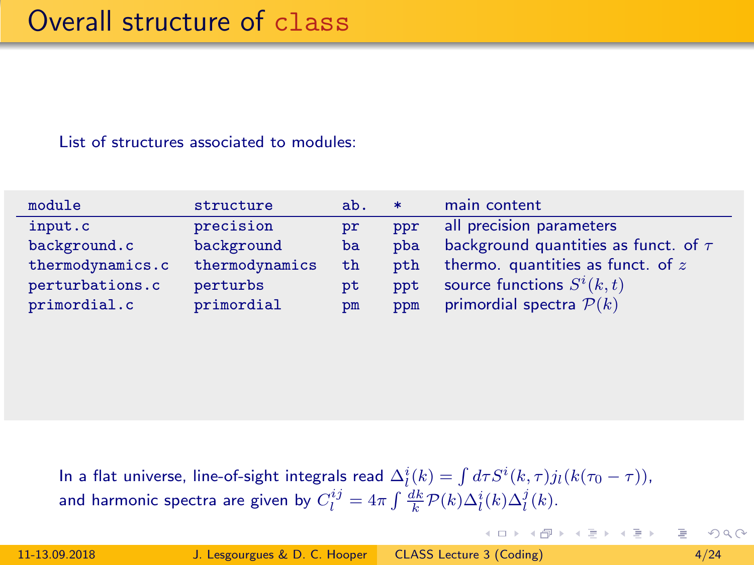# Overall structure of `class`

List of structures associated to modules:

| module | structure | ab. | * | main content |
|---|---|---|---|---|
| `input.c` | `precision` | `pr` | `ppr` | all precision parameters |
| `background.c` | `background` | `ba` | `pba` | background quantities as funct. of $\tau$ |
| `thermodynamics.c` | `thermodynamics` | `th` | `pth` | thermo. quantities as funct. of $z$ |
| `perturbations.c` | `perturbs` | `pt` | `ppt` | source functions $S^i(k,t)$ |
| `primordial.c` | `primordial` | `pm` | `ppm` | primordial spectra $\mathcal{P}(k)$ |

In a flat universe, line-of-sight integrals read $\Delta_l^i(k) = \int d\tau S^i(k,\tau) j_l(k(\tau_0 - \tau))$, and harmonic spectra are given by $C_l^{ij} = 4\pi \int \frac{dk}{k} \mathcal{P}(k) \Delta_l^i(k) \Delta_l^j(k)$.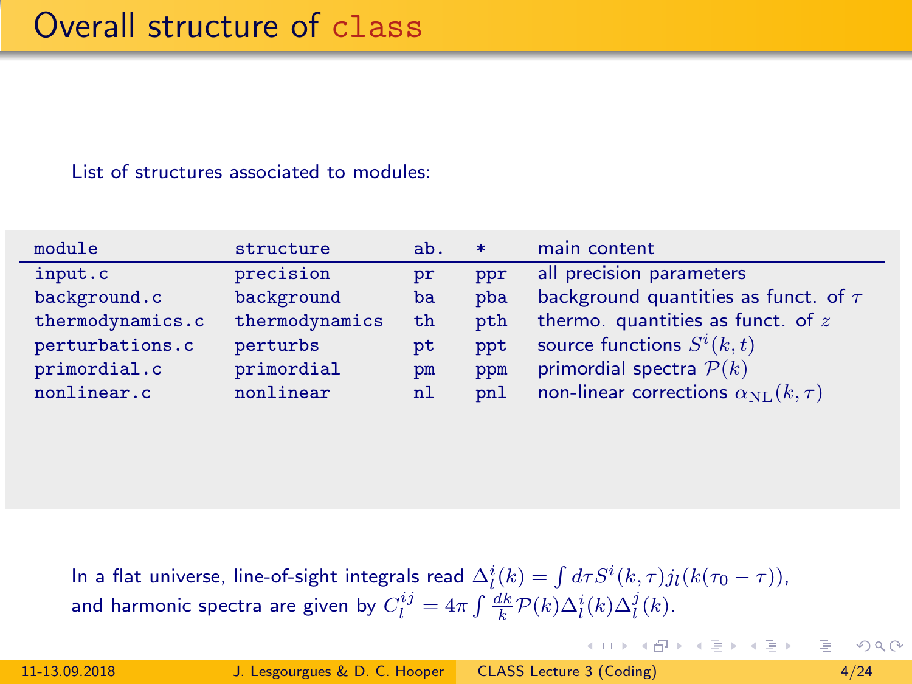# Overall structure of class

List of structures associated to modules:

| module | structure | ab. | * | main content |
|---|---|---|---|---|
| input.c | precision | pr | ppr | all precision parameters |
| background.c | background | ba | pba | background quantities as funct. of $\tau$ |
| thermodynamics.c | thermodynamics | th | pth | thermo. quantities as funct. of $z$ |
| perturbations.c | perturbs | pt | ppt | source functions $S^i(k,t)$ |
| primordial.c | primordial | pm | ppm | primordial spectra $\mathcal{P}(k)$ |
| nonlinear.c | nonlinear | nl | pnl | non-linear corrections $\alpha_{\rm NL}(k,\tau)$ |

In a flat universe, line-of-sight integrals read $\Delta_l^i(k) = \int d\tau S^i(k,\tau) j_l(k(\tau_0 - \tau))$, and harmonic spectra are given by $C_l^{ij} = 4\pi \int \frac{dk}{k} \mathcal{P}(k) \Delta_l^i(k) \Delta_l^j(k)$.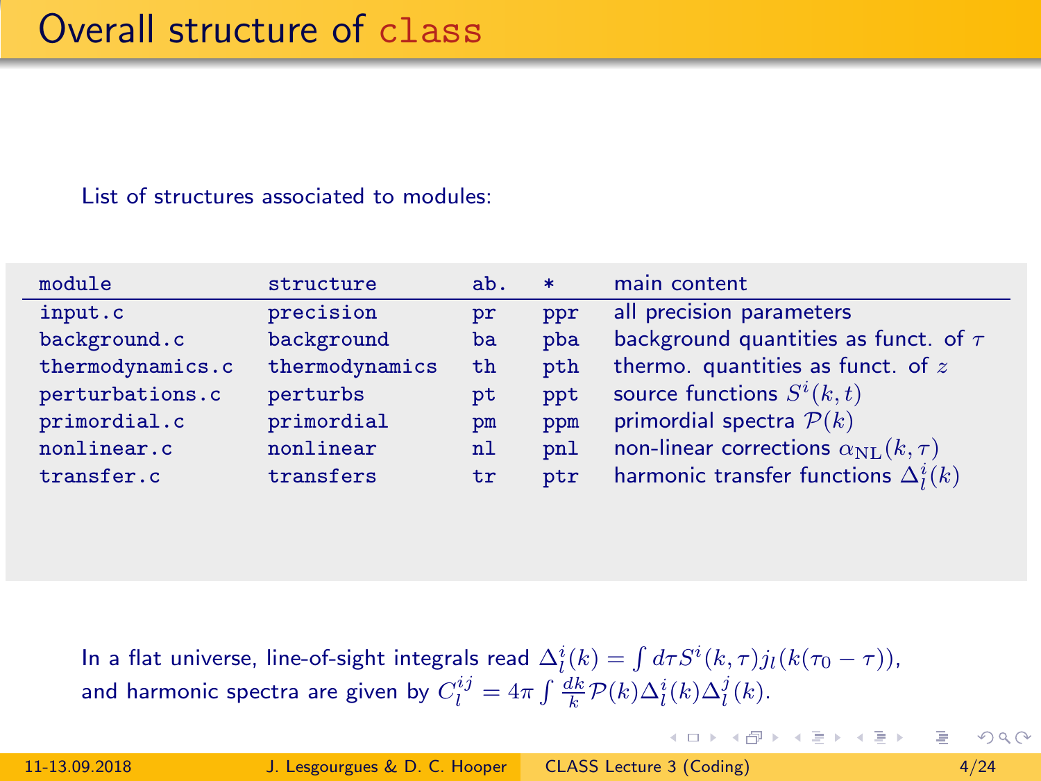# Overall structure of class

List of structures associated to modules:

| module | structure | ab. | * | main content |
|---|---|---|---|---|
| input.c | precision | pr | ppr | all precision parameters |
| background.c | background | ba | pba | background quantities as funct. of $\tau$ |
| thermodynamics.c | thermodynamics | th | pth | thermo. quantities as funct. of $z$ |
| perturbations.c | perturbs | pt | ppt | source functions $S^i(k,t)$ |
| primordial.c | primordial | pm | ppm | primordial spectra $\mathcal{P}(k)$ |
| nonlinear.c | nonlinear | nl | pnl | non-linear corrections $\alpha_{\rm NL}(k,\tau)$ |
| transfer.c | transfers | tr | ptr | harmonic transfer functions $\Delta_l^i(k)$ |

In a flat universe, line-of-sight integrals read $\Delta_l^i(k) = \int d\tau S^i(k,\tau) j_l(k(\tau_0 - \tau))$, and harmonic spectra are given by $C_l^{ij} = 4\pi \int \frac{dk}{k} \mathcal{P}(k) \Delta_l^i(k) \Delta_l^j(k)$.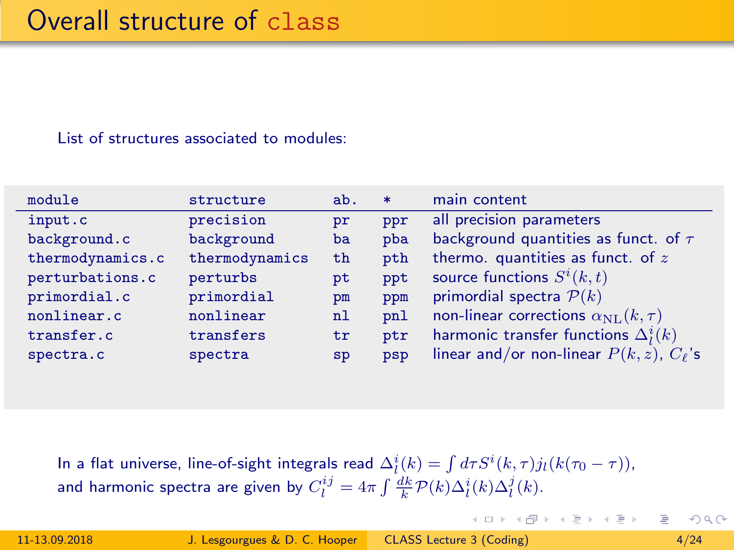# Overall structure of `class`

List of structures associated to modules:

| module | structure | ab. | * | main content |
|---|---|---|---|---|
| `input.c` | `precision` | `pr` | `ppr` | all precision parameters |
| `background.c` | `background` | `ba` | `pba` | background quantities as funct. of $\tau$ |
| `thermodynamics.c` | `thermodynamics` | `th` | `pth` | thermo. quantities as funct. of $z$ |
| `perturbations.c` | `perturbs` | `pt` | `ppt` | source functions $S^i(k,t)$ |
| `primordial.c` | `primordial` | `pm` | `ppm` | primordial spectra $\mathcal{P}(k)$ |
| `nonlinear.c` | `nonlinear` | `nl` | `pnl` | non-linear corrections $\alpha_{\rm NL}(k,\tau)$ |
| `transfer.c` | `transfers` | `tr` | `ptr` | harmonic transfer functions $\Delta_l^i(k)$ |
| `spectra.c` | `spectra` | `sp` | `psp` | linear and/or non-linear $P(k,z)$, $C_\ell$'s |

In a flat universe, line-of-sight integrals read $\Delta_l^i(k) = \int d\tau S^i(k,\tau) j_l(k(\tau_0 - \tau))$, and harmonic spectra are given by $C_l^{ij} = 4\pi \int \frac{dk}{k} \mathcal{P}(k) \Delta_l^i(k) \Delta_l^j(k)$.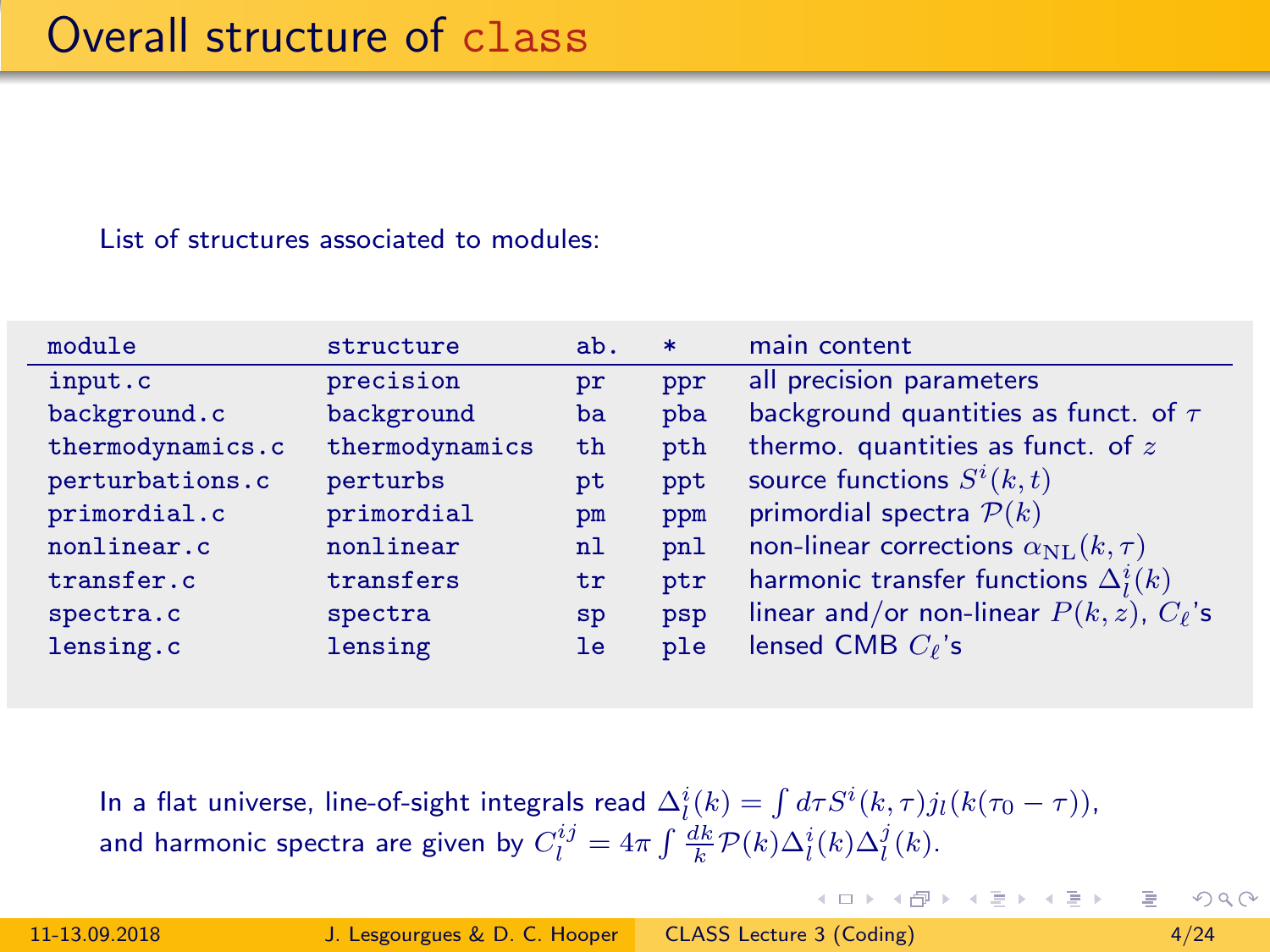# Overall structure of class

List of structures associated to modules:

| module | structure | ab. | * | main content |
|---|---|---|---|---|
| input.c | precision | pr | ppr | all precision parameters |
| background.c | background | ba | pba | background quantities as funct. of $\tau$ |
| thermodynamics.c | thermodynamics | th | pth | thermo. quantities as funct. of $z$ |
| perturbations.c | perturbs | pt | ppt | source functions $S^i(k,t)$ |
| primordial.c | primordial | pm | ppm | primordial spectra $\mathcal{P}(k)$ |
| nonlinear.c | nonlinear | nl | pnl | non-linear corrections $\alpha_{\rm NL}(k,\tau)$ |
| transfer.c | transfers | tr | ptr | harmonic transfer functions $\Delta_l^i(k)$ |
| spectra.c | spectra | sp | psp | linear and/or non-linear $P(k,z)$, $C_\ell$'s |
| lensing.c | lensing | le | ple | lensed CMB $C_\ell$'s |

In a flat universe, line-of-sight integrals read $\Delta_l^i(k) = \int d\tau S^i(k,\tau) j_l(k(\tau_0 - \tau))$, and harmonic spectra are given by $C_l^{ij} = 4\pi \int \frac{dk}{k} \mathcal{P}(k) \Delta_l^i(k) \Delta_l^j(k)$.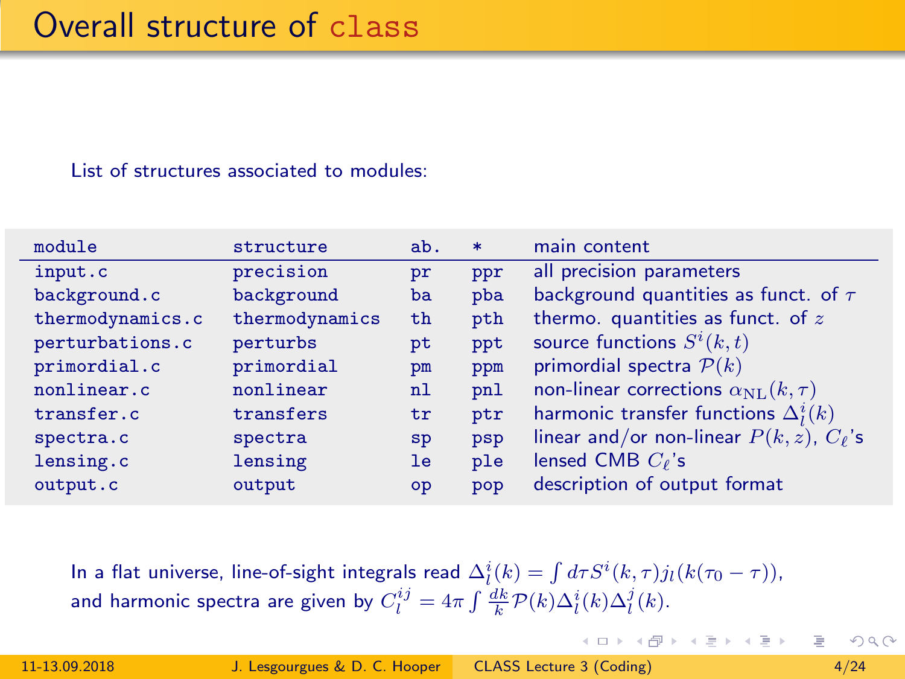# Overall structure of `class`

List of structures associated to modules:

| module | structure | ab. | * | main content |
|---|---|---|---|---|
| `input.c` | `precision` | `pr` | `ppr` | all precision parameters |
| `background.c` | `background` | `ba` | `pba` | background quantities as funct. of $\tau$ |
| `thermodynamics.c` | `thermodynamics` | `th` | `pth` | thermo. quantities as funct. of $z$ |
| `perturbations.c` | `perturbs` | `pt` | `ppt` | source functions $S^i(k,t)$ |
| `primordial.c` | `primordial` | `pm` | `ppm` | primordial spectra $\mathcal{P}(k)$ |
| `nonlinear.c` | `nonlinear` | `nl` | `pnl` | non-linear corrections $\alpha_{\rm NL}(k,\tau)$ |
| `transfer.c` | `transfers` | `tr` | `ptr` | harmonic transfer functions $\Delta_l^i(k)$ |
| `spectra.c` | `spectra` | `sp` | `psp` | linear and/or non-linear $P(k,z)$, $C_\ell$'s |
| `lensing.c` | `lensing` | `le` | `ple` | lensed CMB $C_\ell$'s |
| `output.c` | `output` | `op` | `pop` | description of output format |

In a flat universe, line-of-sight integrals read $\Delta_l^i(k) = \int d\tau S^i(k,\tau) j_l(k(\tau_0 - \tau))$, and harmonic spectra are given by $C_l^{ij} = 4\pi \int \frac{dk}{k} \mathcal{P}(k) \Delta_l^i(k) \Delta_l^j(k)$.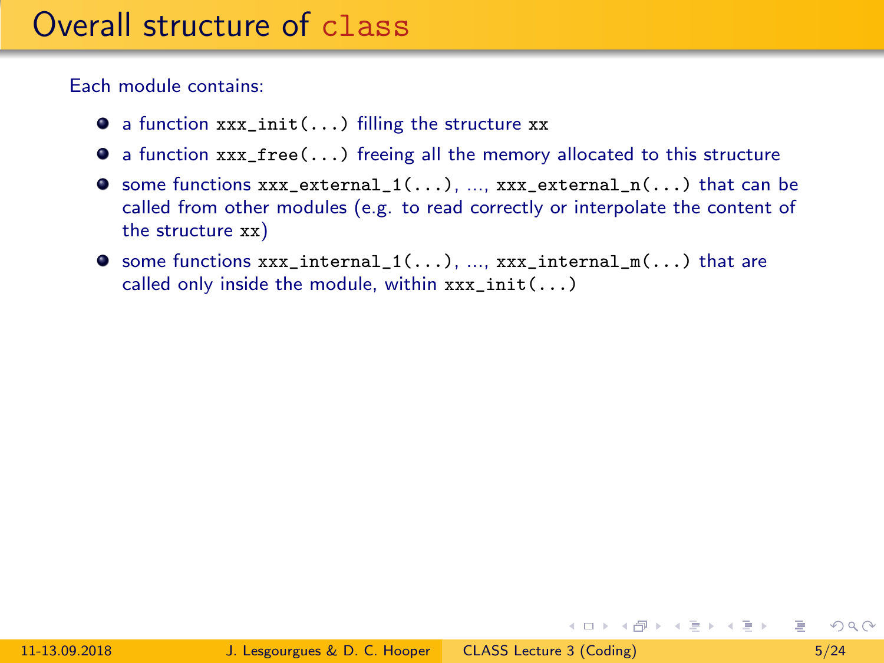# Overall structure of `class`

Each module contains:

- a function `xxx_init(...)` filling the structure `xx`
- a function `xxx_free(...)` freeing all the memory allocated to this structure
- some functions `xxx_external_1(...)`, ..., `xxx_external_n(...)` that can be called from other modules (e.g. to read correctly or interpolate the content of the structure `xx`)
- some functions `xxx_internal_1(...)`, ..., `xxx_internal_m(...)` that are called only inside the module, within `xxx_init(...)`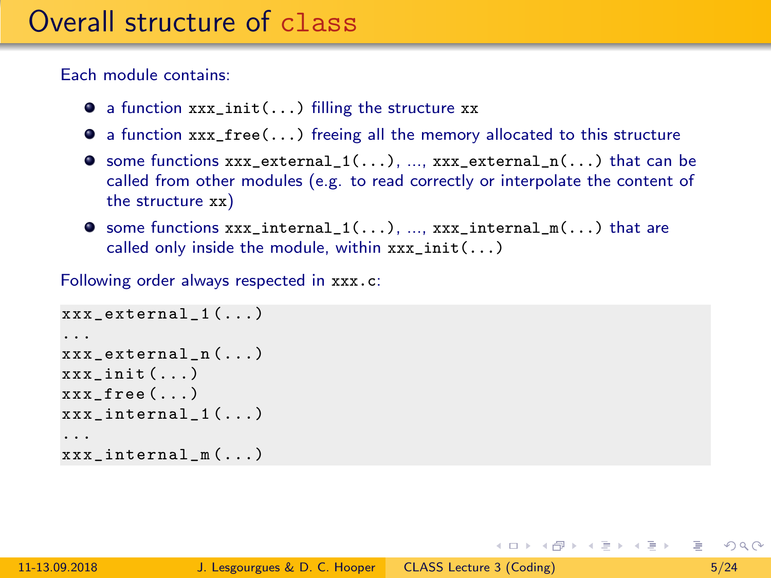# Overall structure of `class`

Each module contains:

- a function `xxx_init(...)` filling the structure `xx`
- a function `xxx_free(...)` freeing all the memory allocated to this structure
- some functions `xxx_external_1(...)`, ..., `xxx_external_n(...)` that can be called from other modules (e.g. to read correctly or interpolate the content of the structure `xx`)
- some functions `xxx_internal_1(...)`, ..., `xxx_internal_m(...)` that are called only inside the module, within `xxx_init(...)`

Following order always respected in `xxx.c`:

```
xxx_external_1(...)
...
xxx_external_n(...)
xxx_init(...)
xxx_free(...)
xxx_internal_1(...)
...
xxx_internal_m(...)
```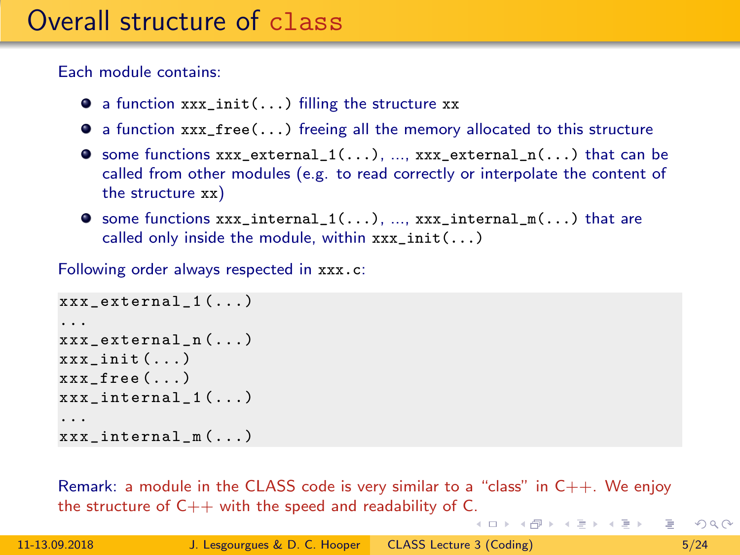# Overall structure of class

Each module contains:

- a function `xxx_init(...)` filling the structure `xx`
- a function `xxx_free(...)` freeing all the memory allocated to this structure
- some functions `xxx_external_1(...)`, ..., `xxx_external_n(...)` that can be called from other modules (e.g. to read correctly or interpolate the content of the structure `xx`)
- some functions `xxx_internal_1(...)`, ..., `xxx_internal_m(...)` that are called only inside the module, within `xxx_init(...)`

Following order always respected in `xxx.c`:

```
xxx_external_1(...)
...
xxx_external_n(...)
xxx_init(...)
xxx_free(...)
xxx_internal_1(...)
...
xxx_internal_m(...)
```

Remark: a module in the CLASS code is very similar to a "class" in C++. We enjoy the structure of C++ with the speed and readability of C.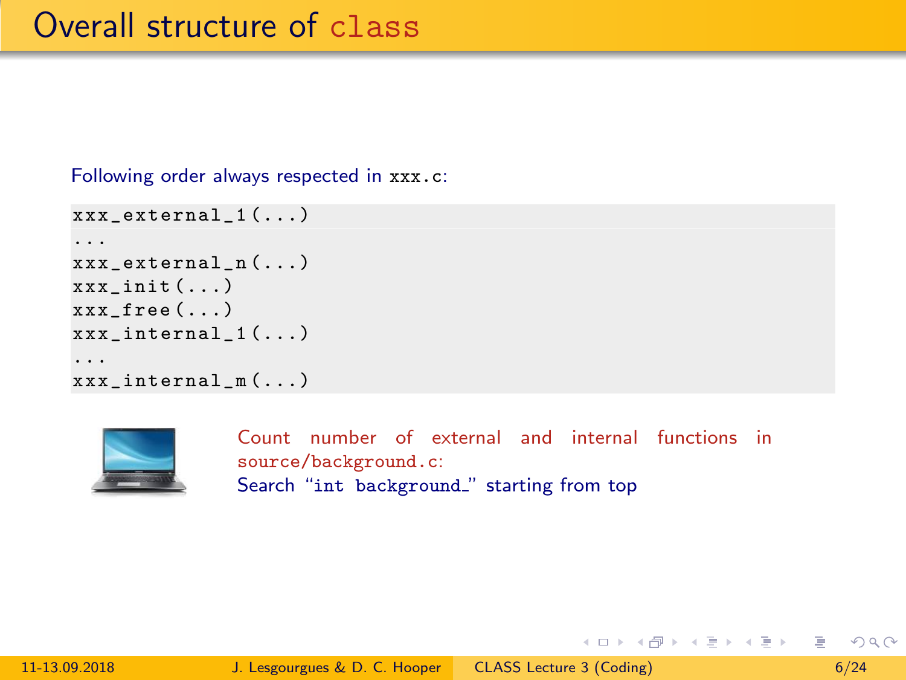# Overall structure of class

Following order always respected in xxx.c:

```
xxx_external_1(...)
...
xxx_external_n(...)
xxx_init(...)
xxx_free(...)
xxx_internal_1(...)
...
xxx_internal_m(...)
```

Count number of external and internal functions in source/background.c:
Search "int background_" starting from top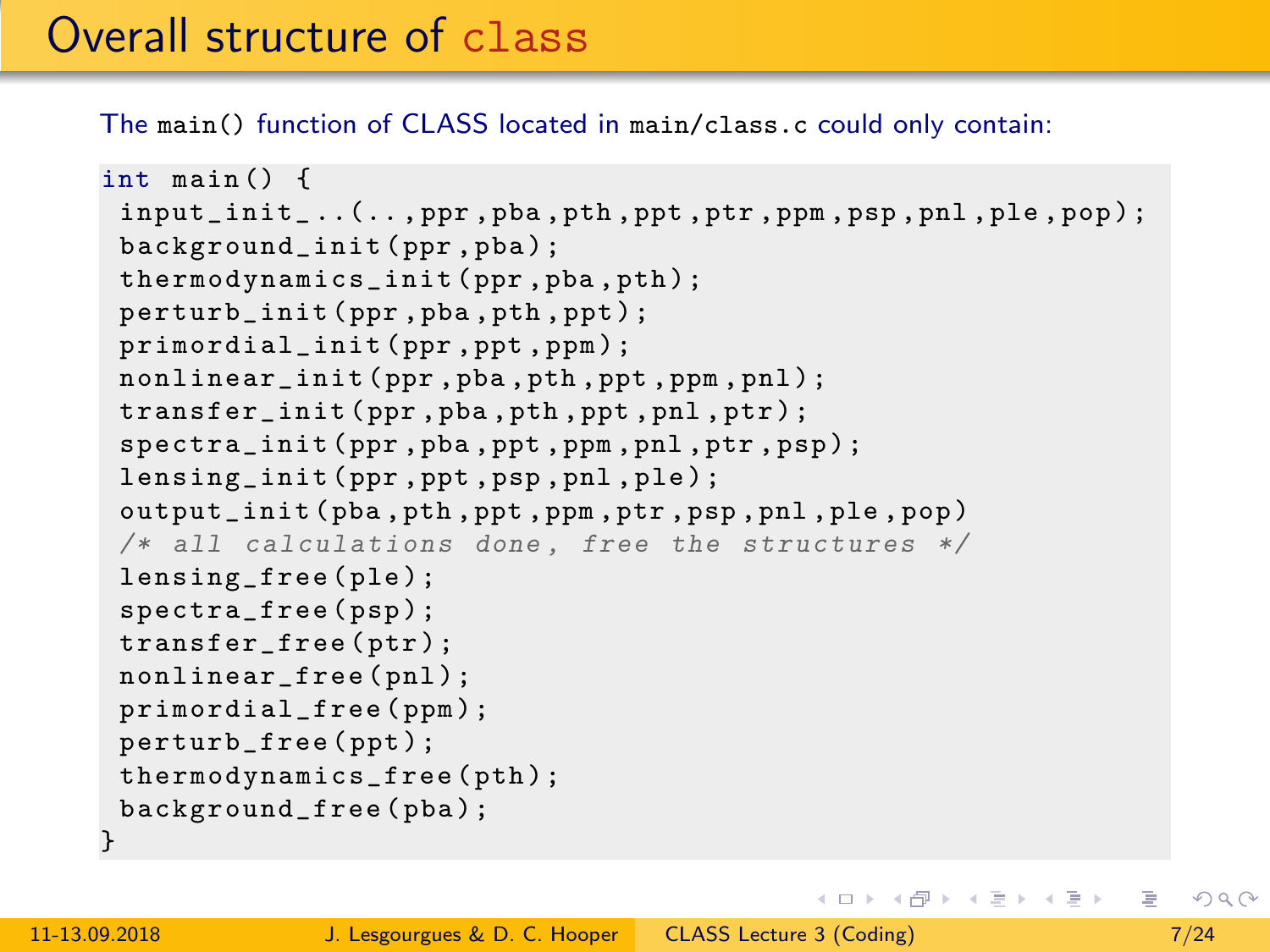# Overall structure of `class`

The `main()` function of CLASS located in `main/class.c` could only contain:

```
int main() {
 input_init_..(..,ppr,pba,pth,ppt,ptr,ppm,psp,pnl,ple,pop);
 background_init(ppr,pba);
 thermodynamics_init(ppr,pba,pth);
 perturb_init(ppr,pba,pth,ppt);
 primordial_init(ppr,ppt,ppm);
 nonlinear_init(ppr,pba,pth,ppt,ppm,pnl);
 transfer_init(ppr,pba,pth,ppt,pnl,ptr);
 spectra_init(ppr,pba,ppt,ppm,pnl,ptr,psp);
 lensing_init(ppr,ppt,psp,pnl,ple);
 output_init(pba,pth,ppt,ppm,ptr,psp,pnl,ple,pop)
 /* all calculations done, free the structures */
 lensing_free(ple);
 spectra_free(psp);
 transfer_free(ptr);
 nonlinear_free(pnl);
 primordial_free(ppm);
 perturb_free(ppt);
 thermodynamics_free(pth);
 background_free(pba);
}
```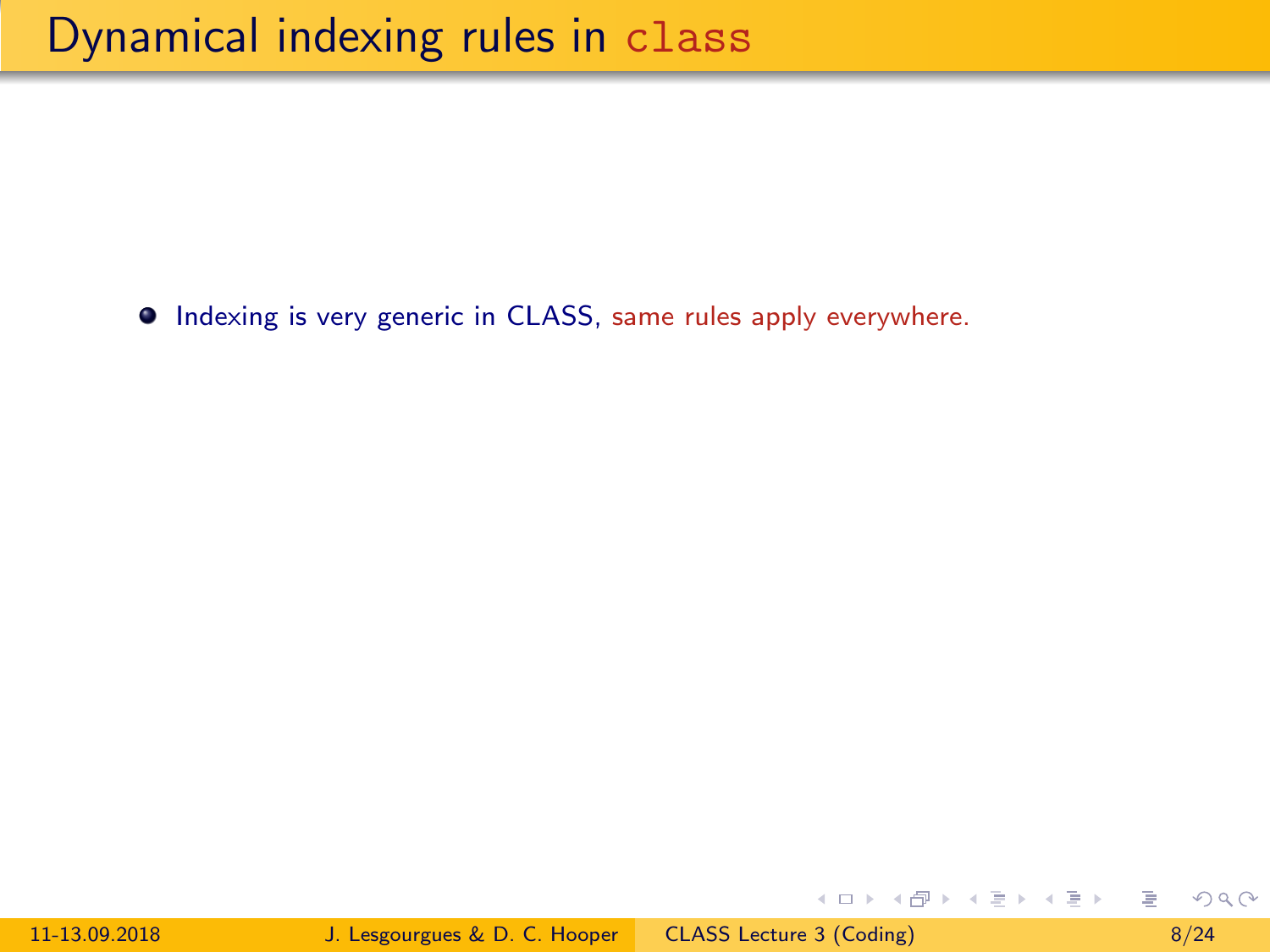# Dynamical indexing rules in `class`

- Indexing is very generic in CLASS, same rules apply everywhere.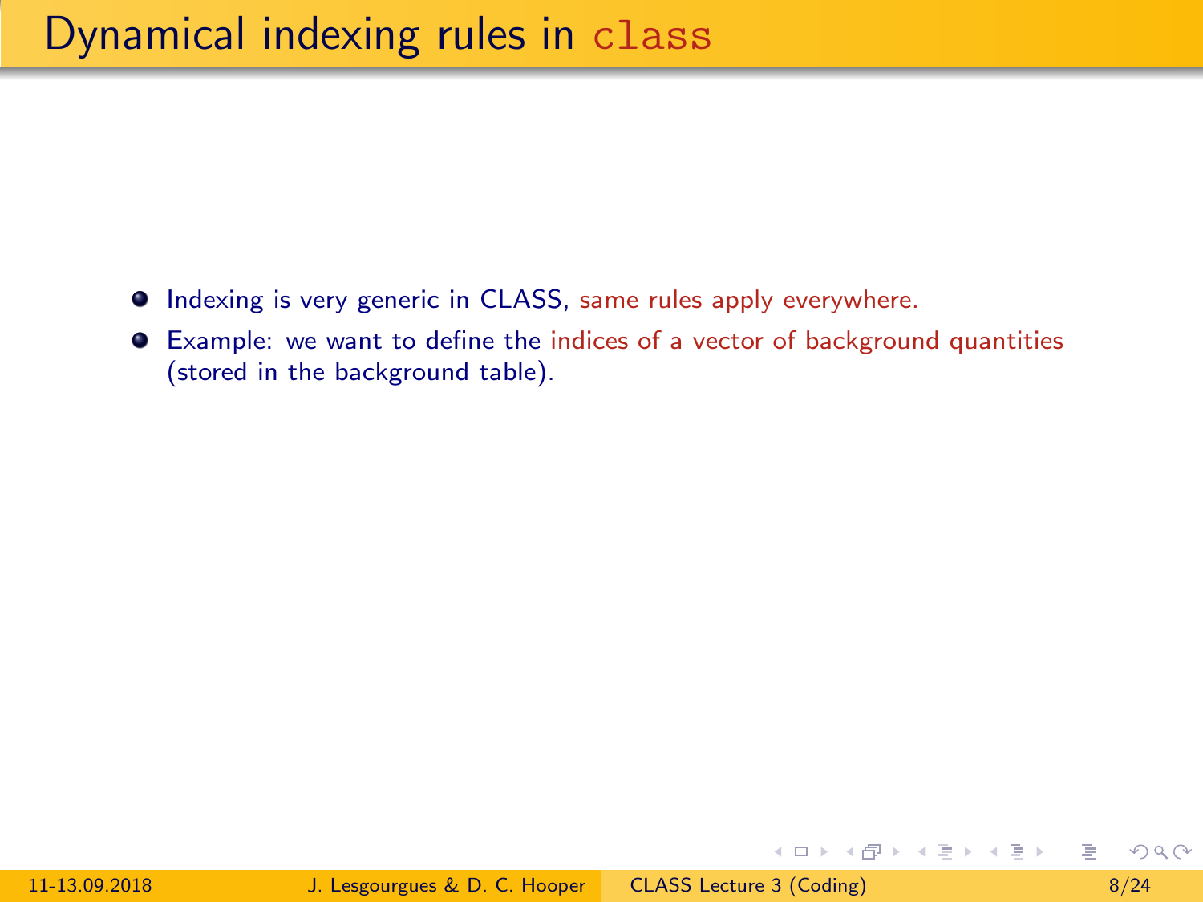# Dynamical indexing rules in `class`

- Indexing is very generic in CLASS, same rules apply everywhere.
- Example: we want to define the indices of a vector of background quantities (stored in the background table).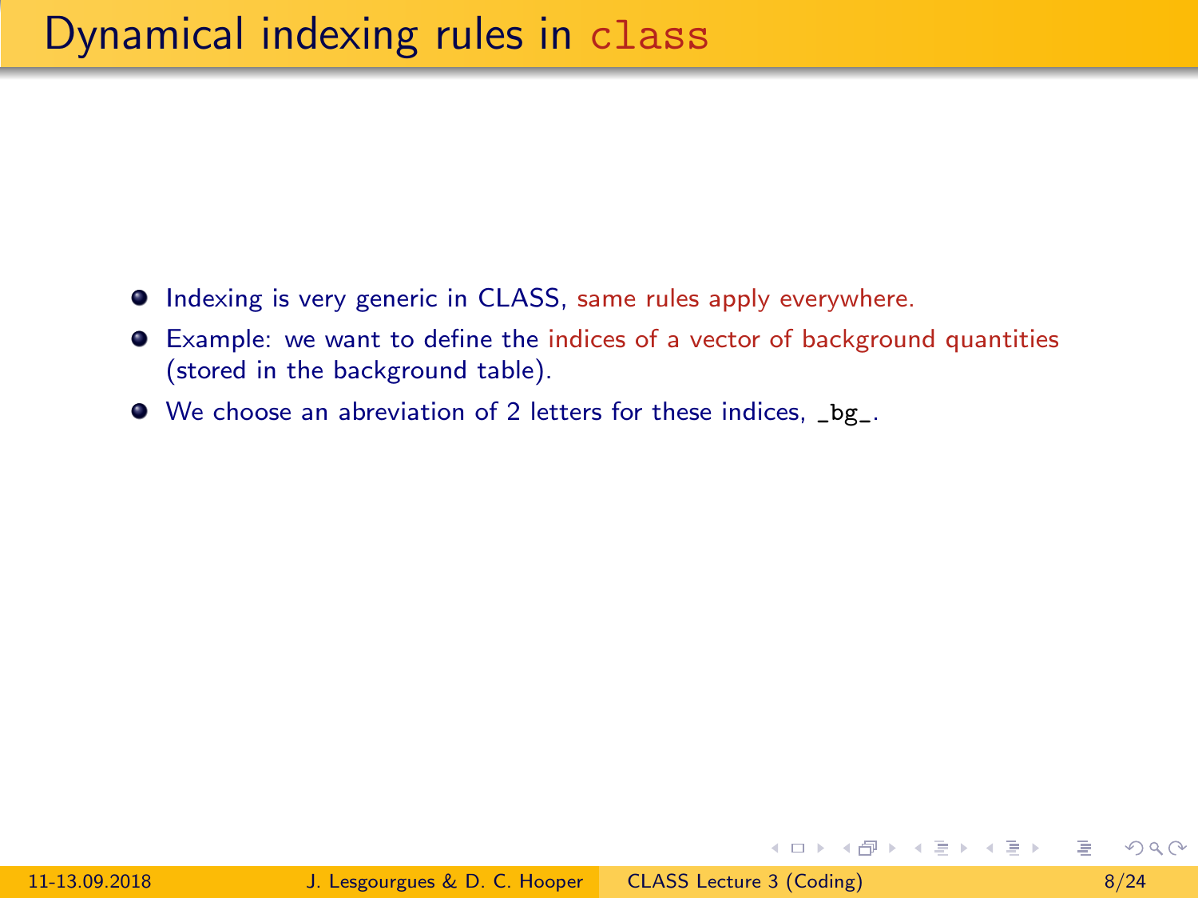# Dynamical indexing rules in `class`

- Indexing is very generic in CLASS, same rules apply everywhere.
- Example: we want to define the indices of a vector of background quantities (stored in the background table).
- We choose an abreviation of 2 letters for these indices, `_bg_`.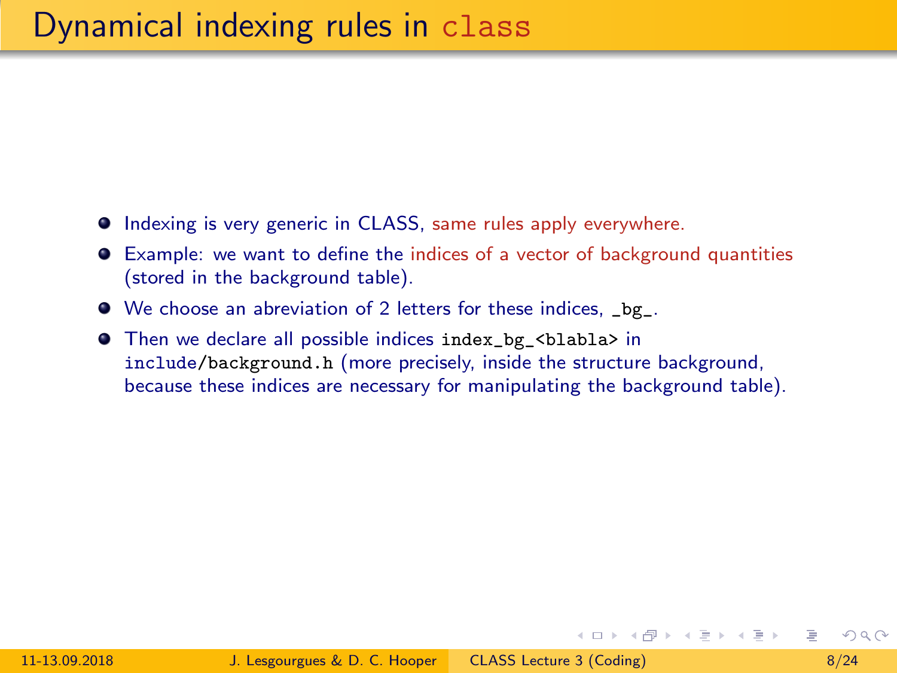# Dynamical indexing rules in `class`

- Indexing is very generic in CLASS, same rules apply everywhere.
- Example: we want to define the indices of a vector of background quantities (stored in the background table).
- We choose an abreviation of 2 letters for these indices, `_bg_`.
- Then we declare all possible indices `index_bg_<blabla>` in `include/background.h` (more precisely, inside the structure background, because these indices are necessary for manipulating the background table).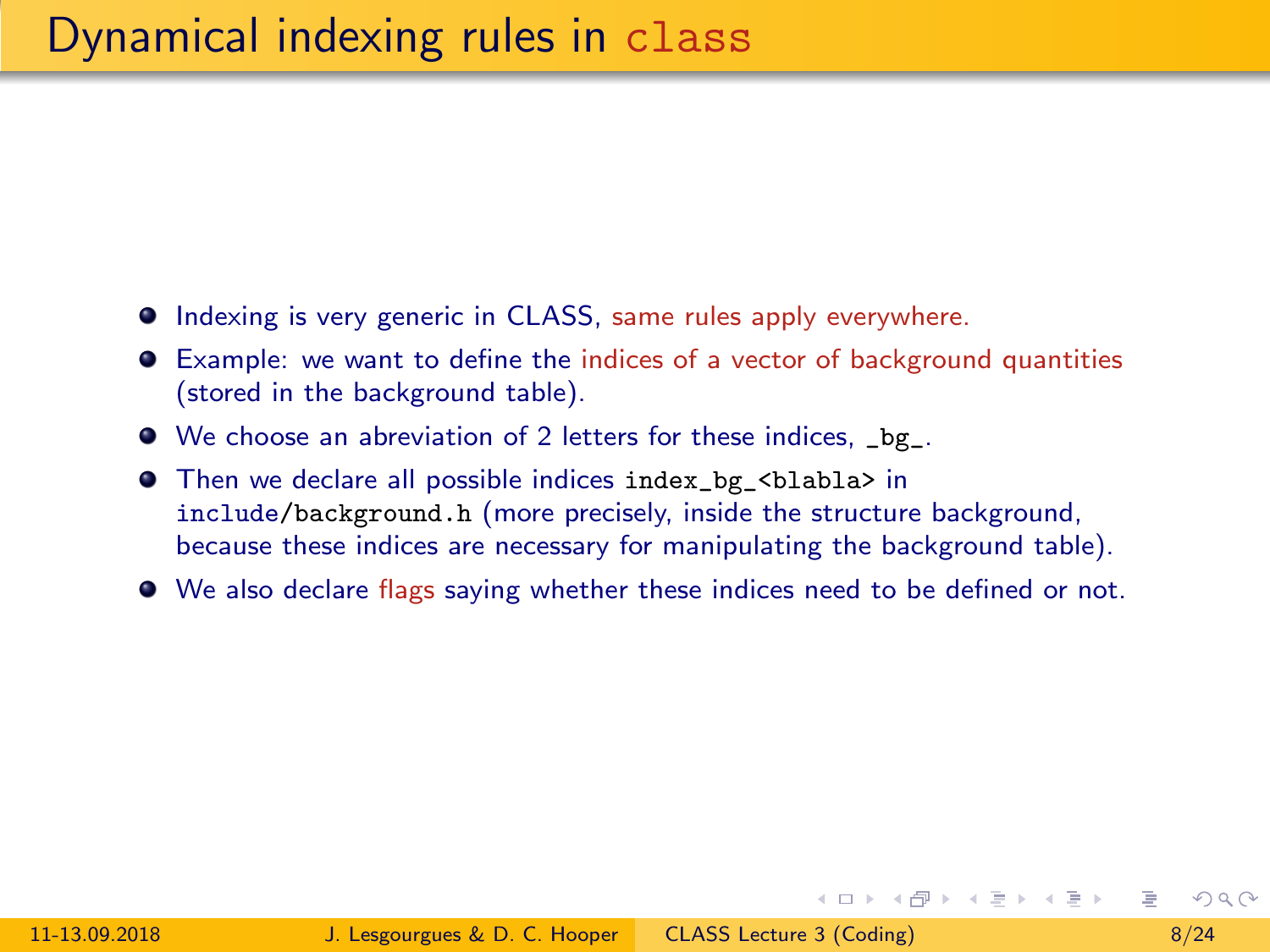# Dynamical indexing rules in class

- Indexing is very generic in CLASS, same rules apply everywhere.
- Example: we want to define the indices of a vector of background quantities (stored in the background table).
- We choose an abreviation of 2 letters for these indices, `_bg_`.
- Then we declare all possible indices `index_bg_<blabla>` in `include/background.h` (more precisely, inside the structure background, because these indices are necessary for manipulating the background table).
- We also declare flags saying whether these indices need to be defined or not.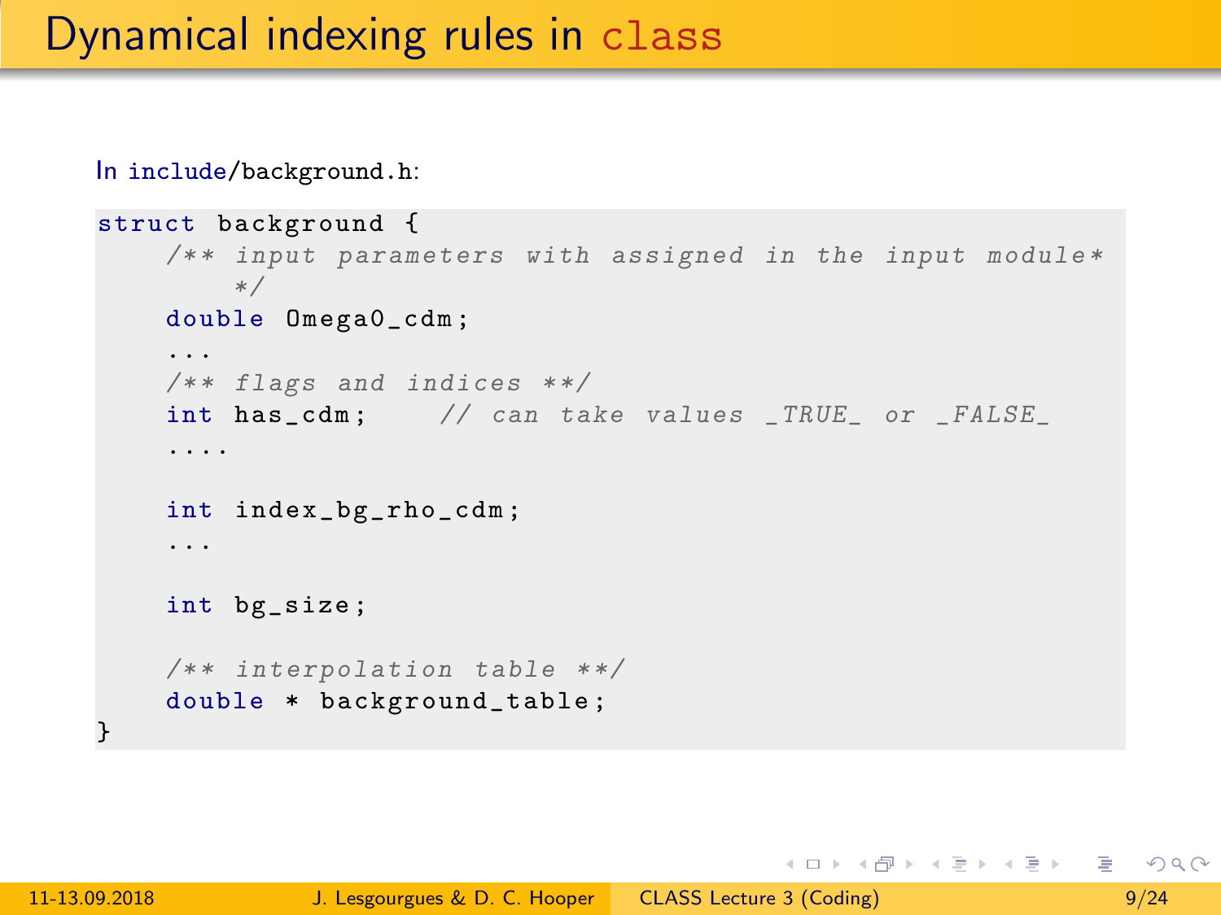# Dynamical indexing rules in class

In include/background.h:

```
struct background {
    /** input parameters with assigned in the input module*
        */
    double Omega0_cdm;
    ...
    /** flags and indices **/
    int has_cdm;     // can take values _TRUE_ or _FALSE_
    ....

    int index_bg_rho_cdm;
    ...

    int bg_size;

    /** interpolation table **/
    double * background_table;
}
```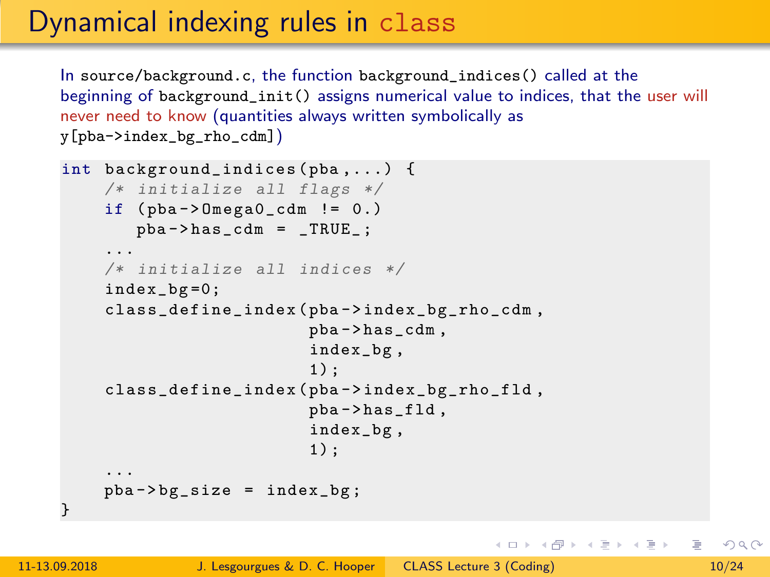# Dynamical indexing rules in `class`

In `source/background.c`, the function `background_indices()` called at the beginning of `background_init()` assigns numerical value to indices, that the user will never need to know (quantities always written symbolically as `y[pba->index_bg_rho_cdm]`)

```
int background_indices(pba,...) {
    /* initialize all flags */
    if (pba->Omega0_cdm != 0.)
       pba->has_cdm = _TRUE_;
    ...
    /* initialize all indices */
    index_bg=0;
    class_define_index(pba->index_bg_rho_cdm,
                       pba->has_cdm,
                       index_bg,
                       1);
    class_define_index(pba->index_bg_rho_fld,
                       pba->has_fld,
                       index_bg,
                       1);
    ...
    pba->bg_size = index_bg;
}
```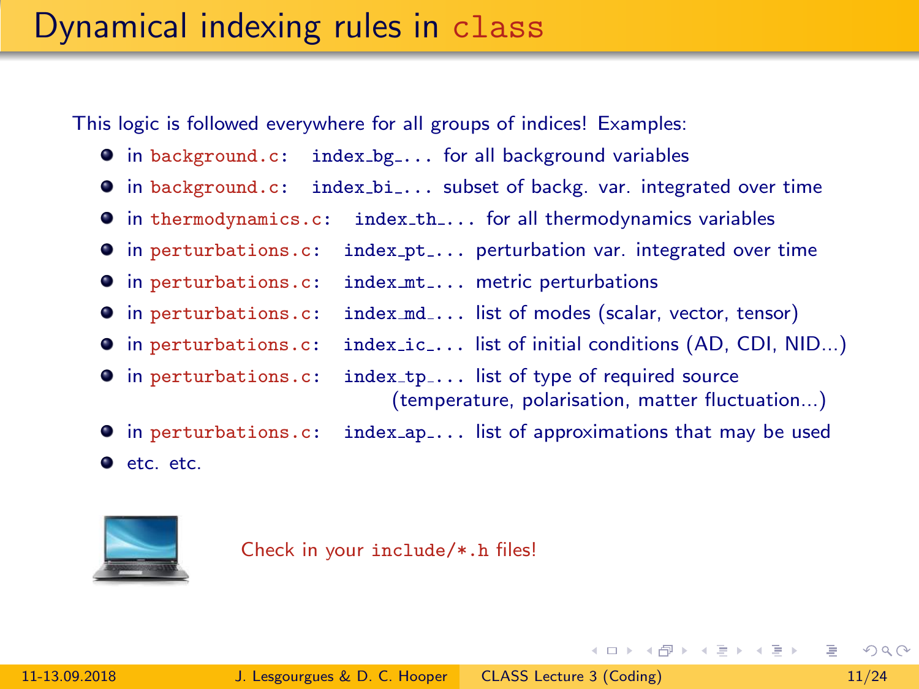# Dynamical indexing rules in class

This logic is followed everywhere for all groups of indices! Examples:

- in background.c: index_bg_... for all background variables
- in background.c: index_bi_... subset of backg. var. integrated over time
- in thermodynamics.c: index_th_... for all thermodynamics variables
- in perturbations.c: index_pt_... perturbation var. integrated over time
- in perturbations.c: index_mt_... metric perturbations
- in perturbations.c: index_md_... list of modes (scalar, vector, tensor)
- in perturbations.c: index_ic_... list of initial conditions (AD, CDI, NID...)
- in perturbations.c: index_tp_... list of type of required source (temperature, polarisation, matter fluctuation...)
- in perturbations.c: index_ap_... list of approximations that may be used
- etc. etc.

Check in your include/*.h files!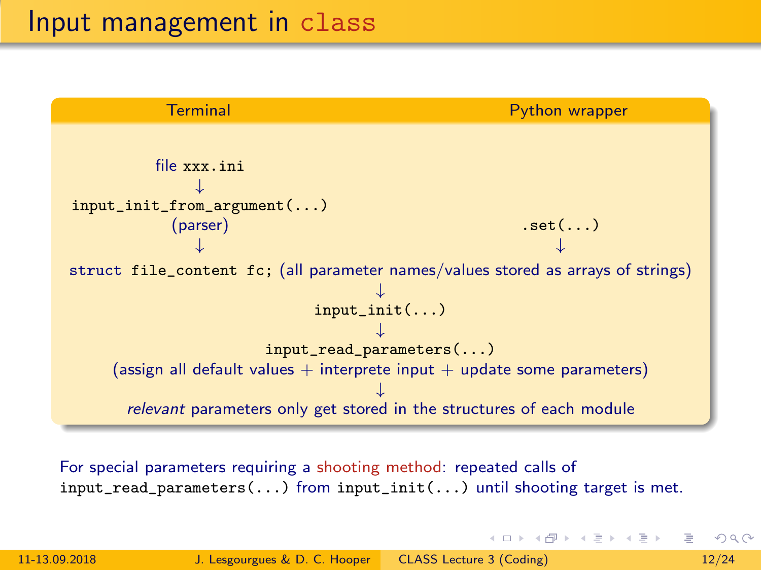# Input management in `class`

**Terminal** | **Python wrapper**

file `xxx.ini`

↓

`input_init_from_argument(...)`
(parser)

↓

`.set(...)`

↓

`struct file_content fc;` (all parameter names/values stored as arrays of strings)

↓

`input_init(...)`

↓

`input_read_parameters(...)`
(assign all default values + interprete input + update some parameters)

↓

*relevant* parameters only get stored in the structures of each module

For special parameters requiring a shooting method: repeated calls of `input_read_parameters(...)` from `input_init(...)` until shooting target is met.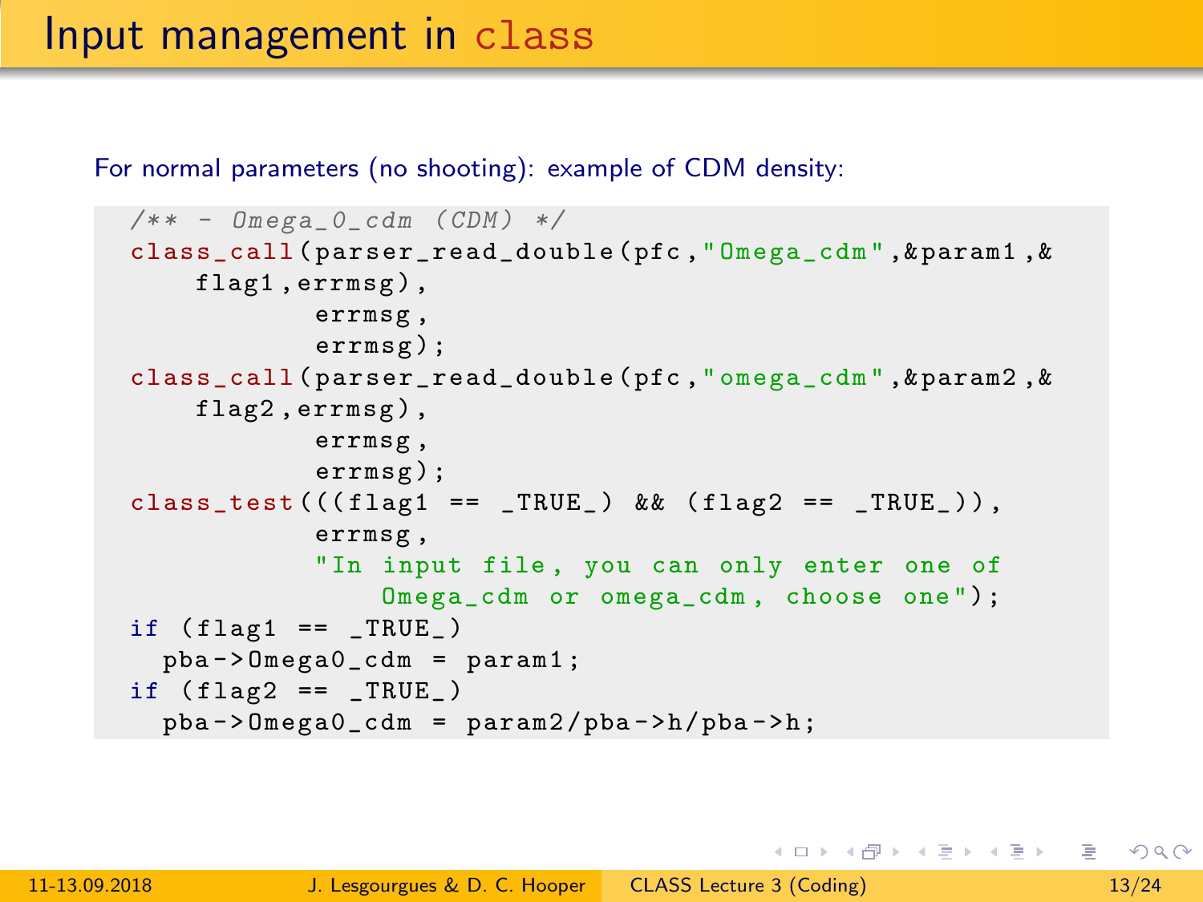# Input management in class

For normal parameters (no shooting): example of CDM density:

```
/** - Omega_0_cdm (CDM) */
class_call(parser_read_double(pfc,"Omega_cdm",&param1,&
    flag1,errmsg),
           errmsg,
           errmsg);
class_call(parser_read_double(pfc,"omega_cdm",&param2,&
    flag2,errmsg),
           errmsg,
           errmsg);
class_test(((flag1 == _TRUE_) && (flag2 == _TRUE_)),
           errmsg,
           "In input file, you can only enter one of
               Omega_cdm or omega_cdm, choose one");
if (flag1 == _TRUE_)
  pba->Omega0_cdm = param1;
if (flag2 == _TRUE_)
  pba->Omega0_cdm = param2/pba->h/pba->h;
```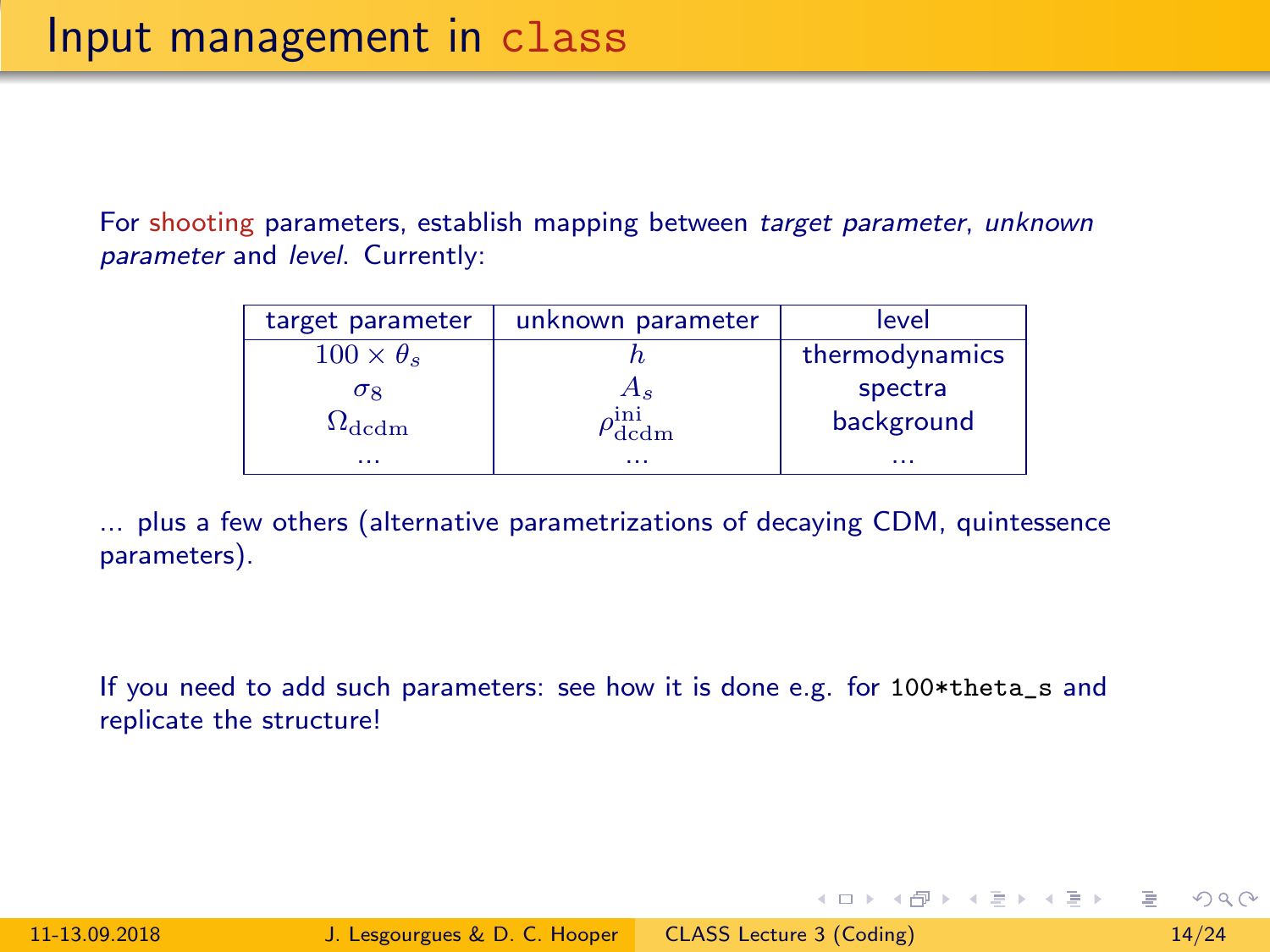# Input management in class

For shooting parameters, establish mapping between *target parameter*, *unknown parameter* and *level*. Currently:

| target parameter | unknown parameter | level |
|---|---|---|
| $100 \times \theta_s$ | $h$ | thermodynamics |
| $\sigma_8$ | $A_s$ | spectra |
| $\Omega_{\rm dcdm}$ | $\rho^{\rm ini}_{\rm dcdm}$ | background |
| ... | ... | ... |

... plus a few others (alternative parametrizations of decaying CDM, quintessence parameters).

If you need to add such parameters: see how it is done e.g. for `100*theta_s` and replicate the structure!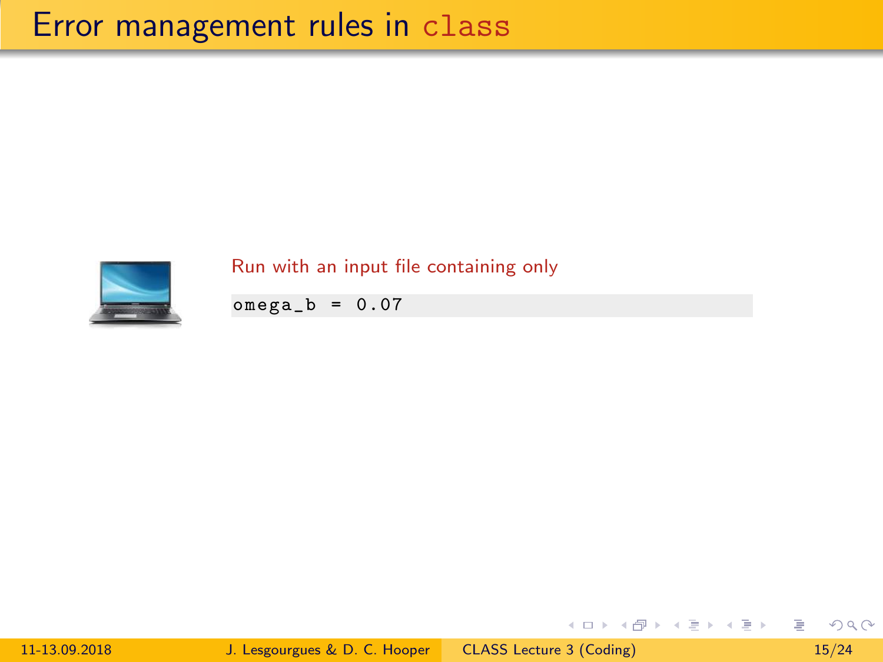# Error management rules in class

Run with an input file containing only

```
omega_b = 0.07
```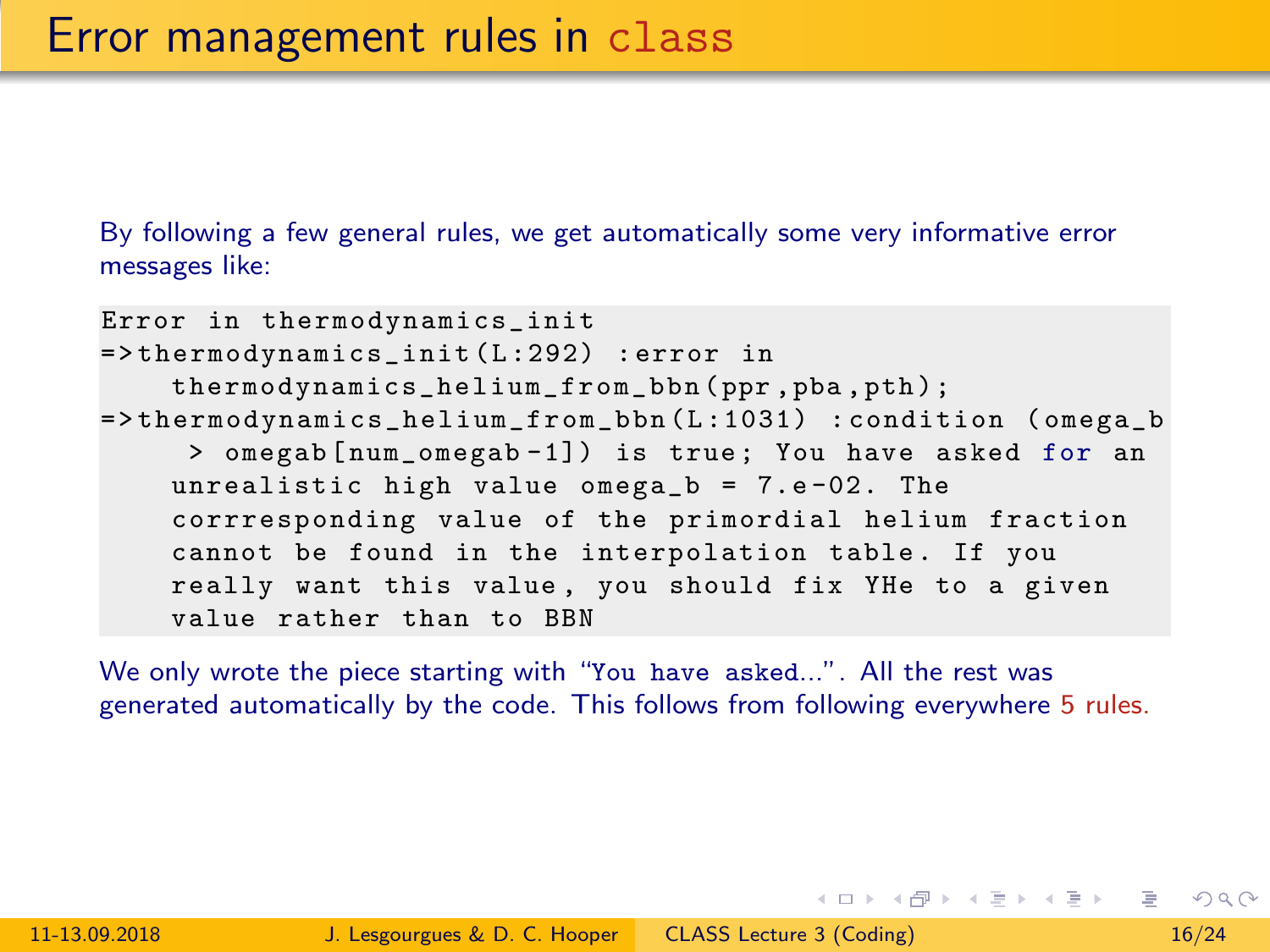# Error management rules in `class`

By following a few general rules, we get automatically some very informative error messages like:

```
Error in thermodynamics_init
=>thermodynamics_init(L:292) :error in
    thermodynamics_helium_from_bbn(ppr,pba,pth);
=>thermodynamics_helium_from_bbn(L:1031) :condition (omega_b
     > omegab[num_omegab-1]) is true; You have asked for an
    unrealistic high value omega_b = 7.e-02. The
    corrresponding value of the primordial helium fraction
    cannot be found in the interpolation table. If you
    really want this value, you should fix YHe to a given
    value rather than to BBN
```

We only wrote the piece starting with "`You have asked...`". All the rest was generated automatically by the code. This follows from following everywhere 5 rules.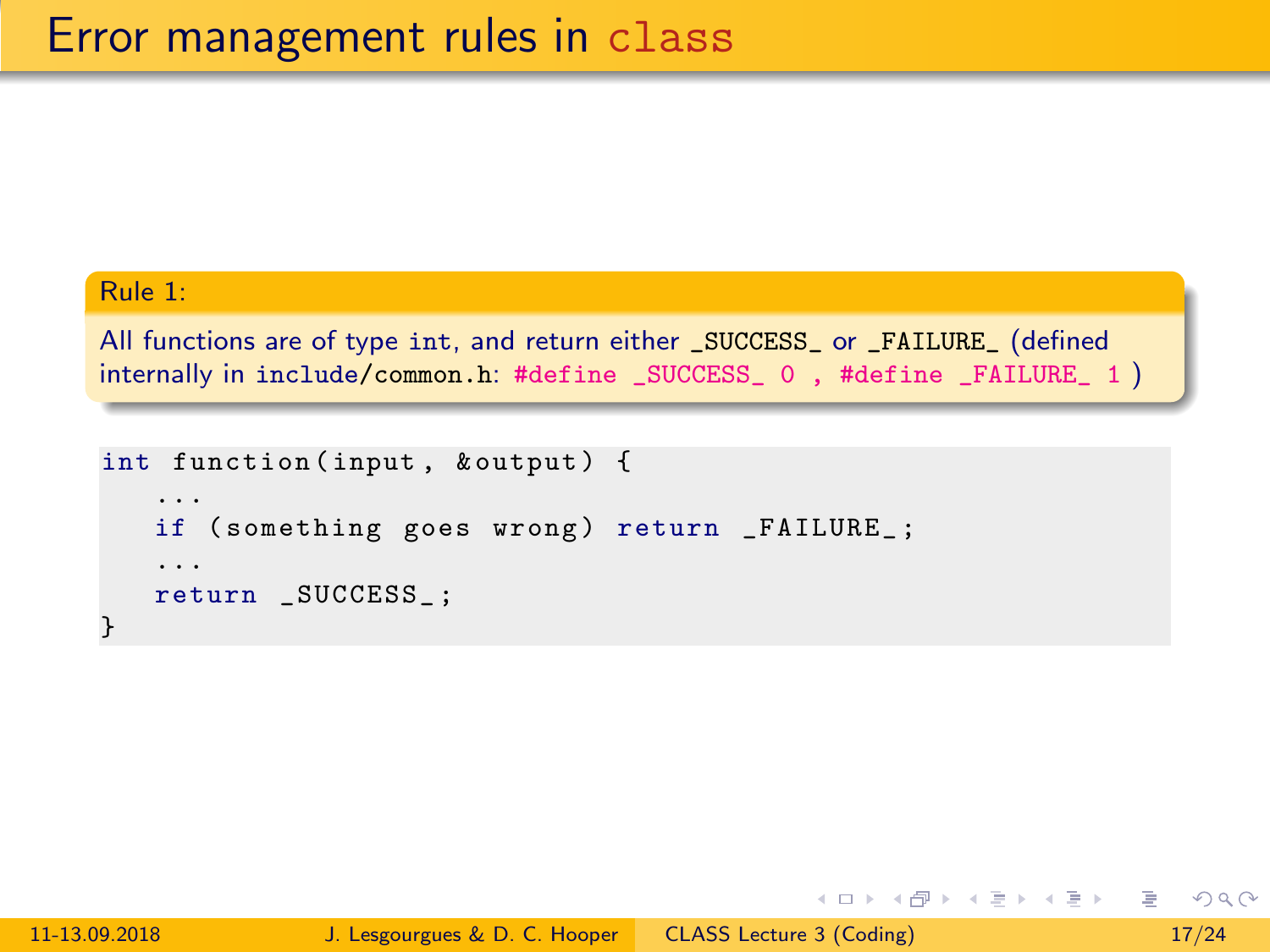# Error management rules in class

**Rule 1:**

All functions are of type int, and return either _SUCCESS_ or _FAILURE_ (defined internally in include/common.h: #define _SUCCESS_ 0 , #define _FAILURE_ 1 )

```
int function(input, &output) {
   ...
   if (something goes wrong) return _FAILURE_;
   ...
   return _SUCCESS_;
}
```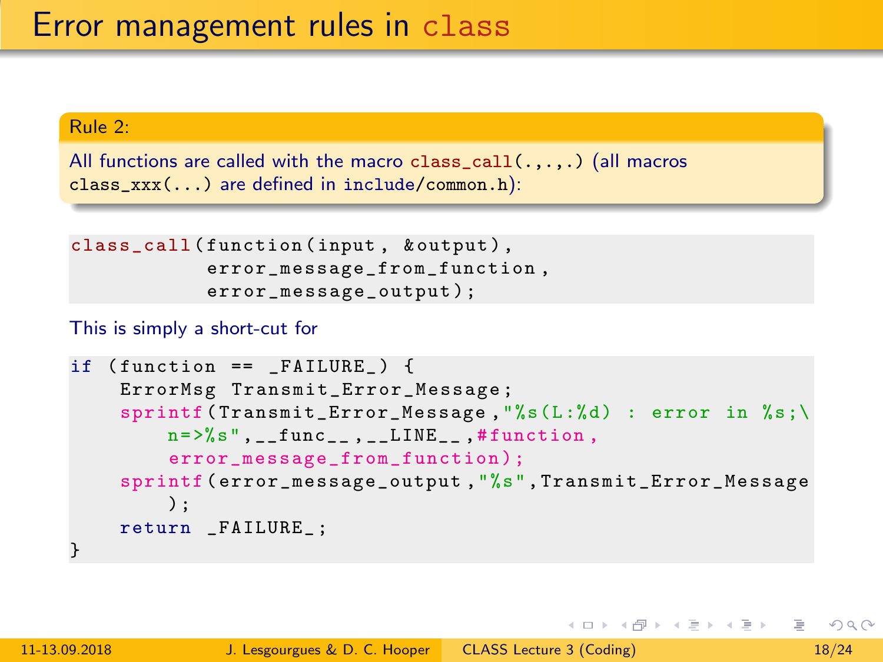# Error management rules in class

**Rule 2:**

All functions are called with the macro `class_call(.,.,.)` (all macros `class_xxx(...)` are defined in `include/common.h`):

```
class_call(function(input, &output),
           error_message_from_function,
           error_message_output);
```

This is simply a short-cut for

```
if (function == _FAILURE_) {
    ErrorMsg Transmit_Error_Message;
    sprintf(Transmit_Error_Message,"%s(L:%d) : error in %s;\
        n=>%s",__func__,__LINE__,#function,
        error_message_from_function);
    sprintf(error_message_output,"%s",Transmit_Error_Message
        );
    return _FAILURE_;
}
```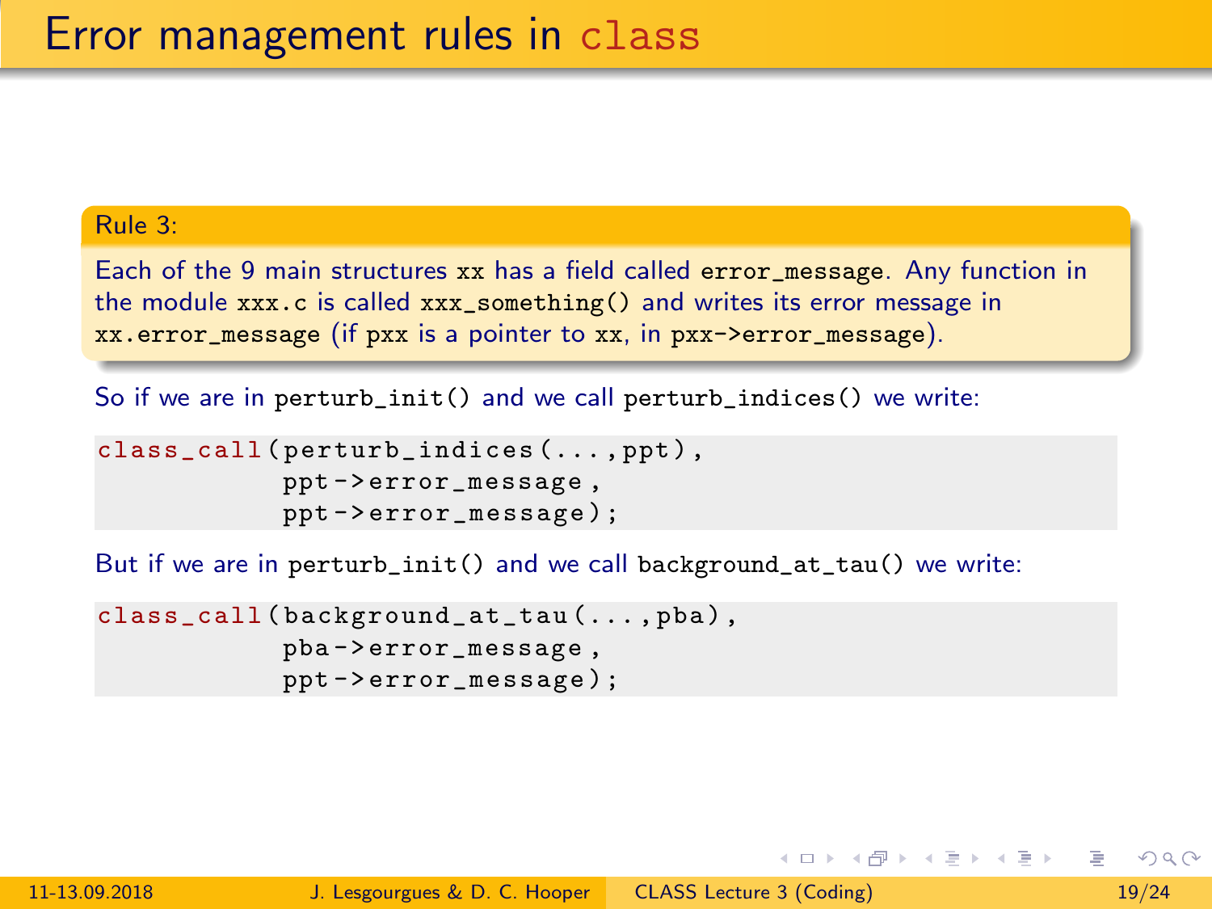# Error management rules in class

**Rule 3:**

Each of the 9 main structures xx has a field called error_message. Any function in the module xxx.c is called xxx_something() and writes its error message in xx.error_message (if pxx is a pointer to xx, in pxx->error_message).

So if we are in perturb_init() and we call perturb_indices() we write:

```
class_call(perturb_indices(...,ppt),
           ppt->error_message,
           ppt->error_message);
```

But if we are in perturb_init() and we call background_at_tau() we write:

```
class_call(background_at_tau(...,pba),
           pba->error_message,
           ppt->error_message);
```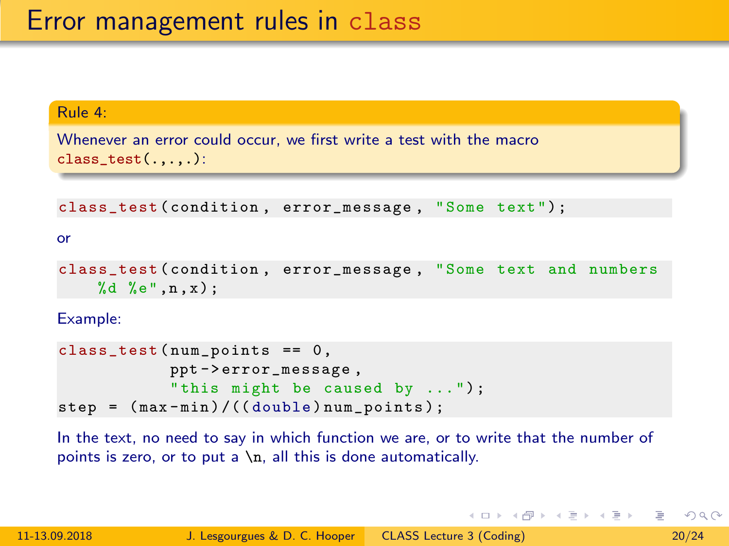# Error management rules in class

**Rule 4:**

Whenever an error could occur, we first write a test with the macro `class_test(.,.,.,.)`:

```
class_test(condition, error_message, "Some text");
```

or

```
class_test(condition, error_message, "Some text and numbers
    %d %e",n,x);
```

Example:

```
class_test(num_points == 0,
           ppt->error_message,
           "this might be caused by ...");
step = (max-min)/((double)num_points);
```

In the text, no need to say in which function we are, or to write that the number of points is zero, or to put a \n, all this is done automatically.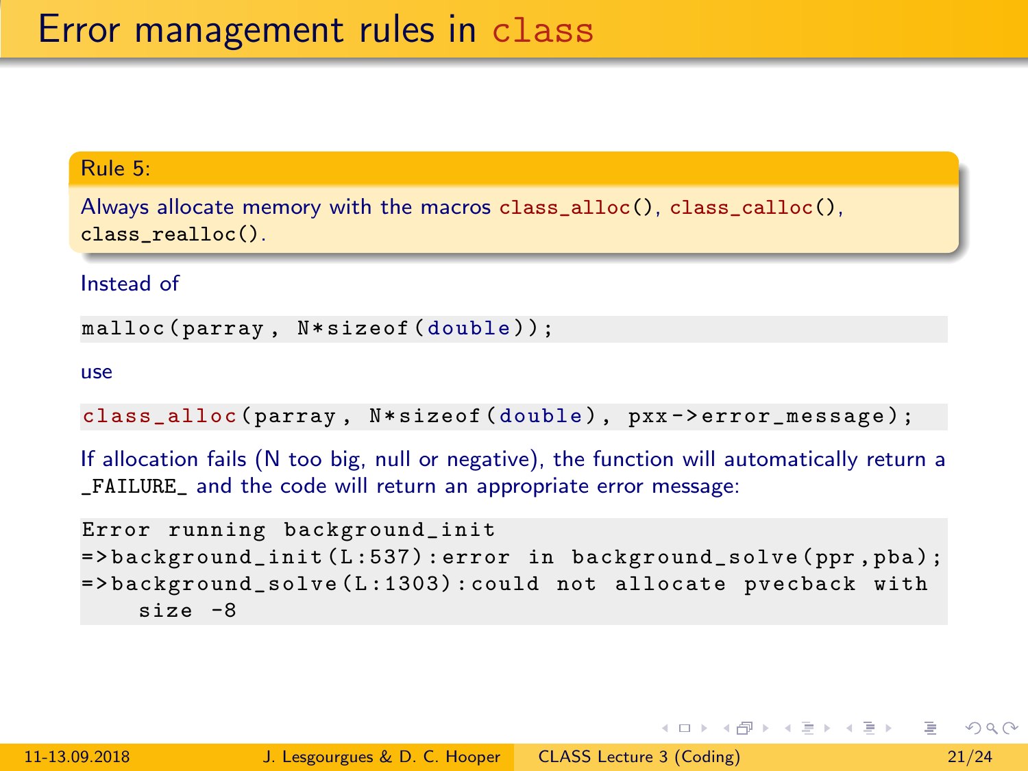# Error management rules in class

**Rule 5:**

Always allocate memory with the macros class_alloc(), class_calloc(), class_realloc().

Instead of

```
malloc(parray, N*sizeof(double));
```

use

```
class_alloc(parray, N*sizeof(double), pxx->error_message);
```

If allocation fails (N too big, null or negative), the function will automatically return a _FAILURE_ and the code will return an appropriate error message:

```
Error running background_init
=>background_init(L:537):error in background_solve(ppr,pba);
=>background_solve(L:1303):could not allocate pvecback with
    size -8
```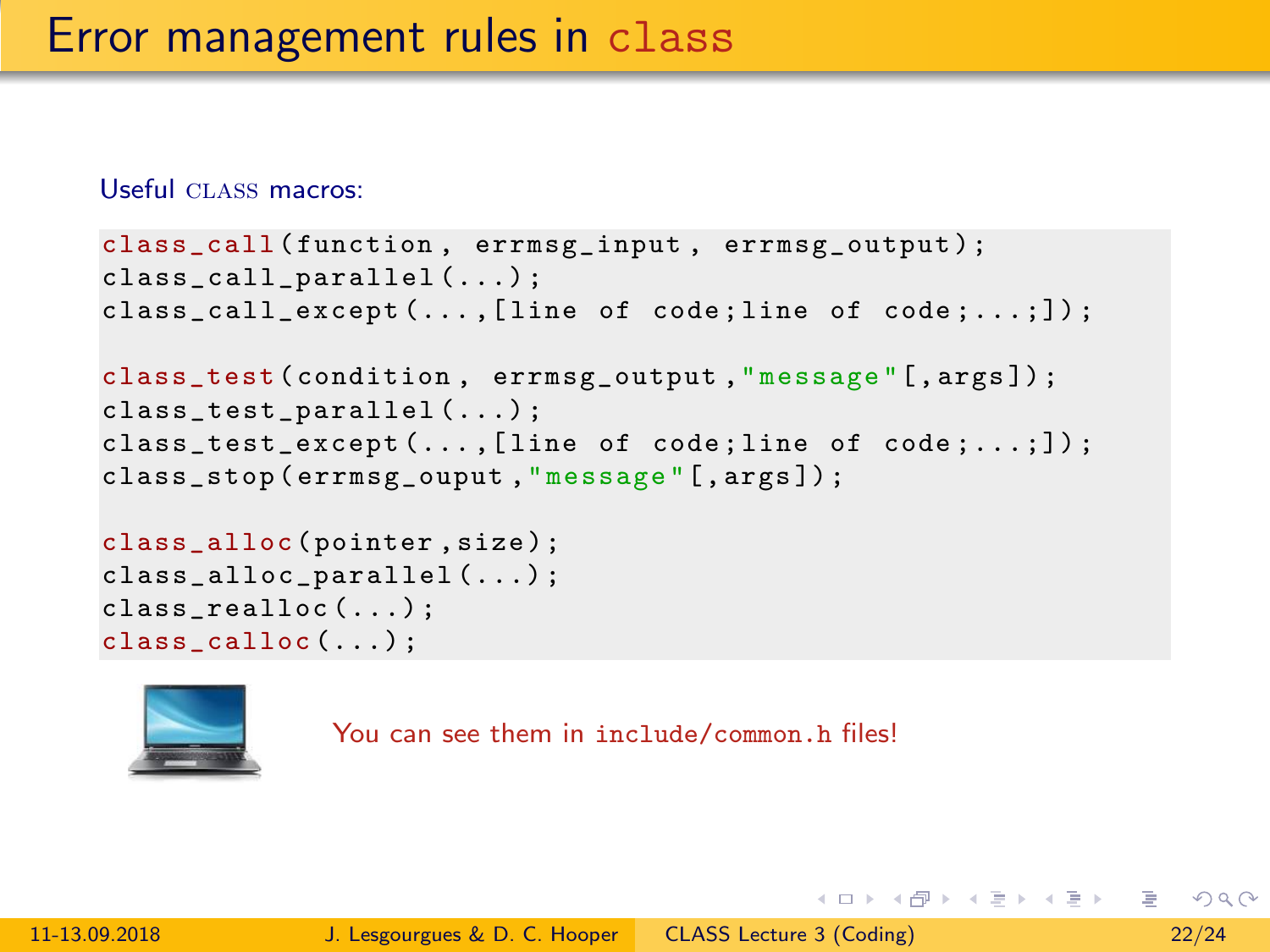# Error management rules in class

Useful CLASS macros:

```
class_call(function, errmsg_input, errmsg_output);
class_call_parallel(...);
class_call_except(...,[line of code;line of code;...;]);

class_test(condition, errmsg_output,"message"[,args]);
class_test_parallel(...);
class_test_except(...,[line of code;line of code;...;]);
class_stop(errmsg_ouput,"message"[,args]);

class_alloc(pointer,size);
class_alloc_parallel(...);
class_realloc(...);
class_calloc(...);
```

You can see them in `include/common.h` files!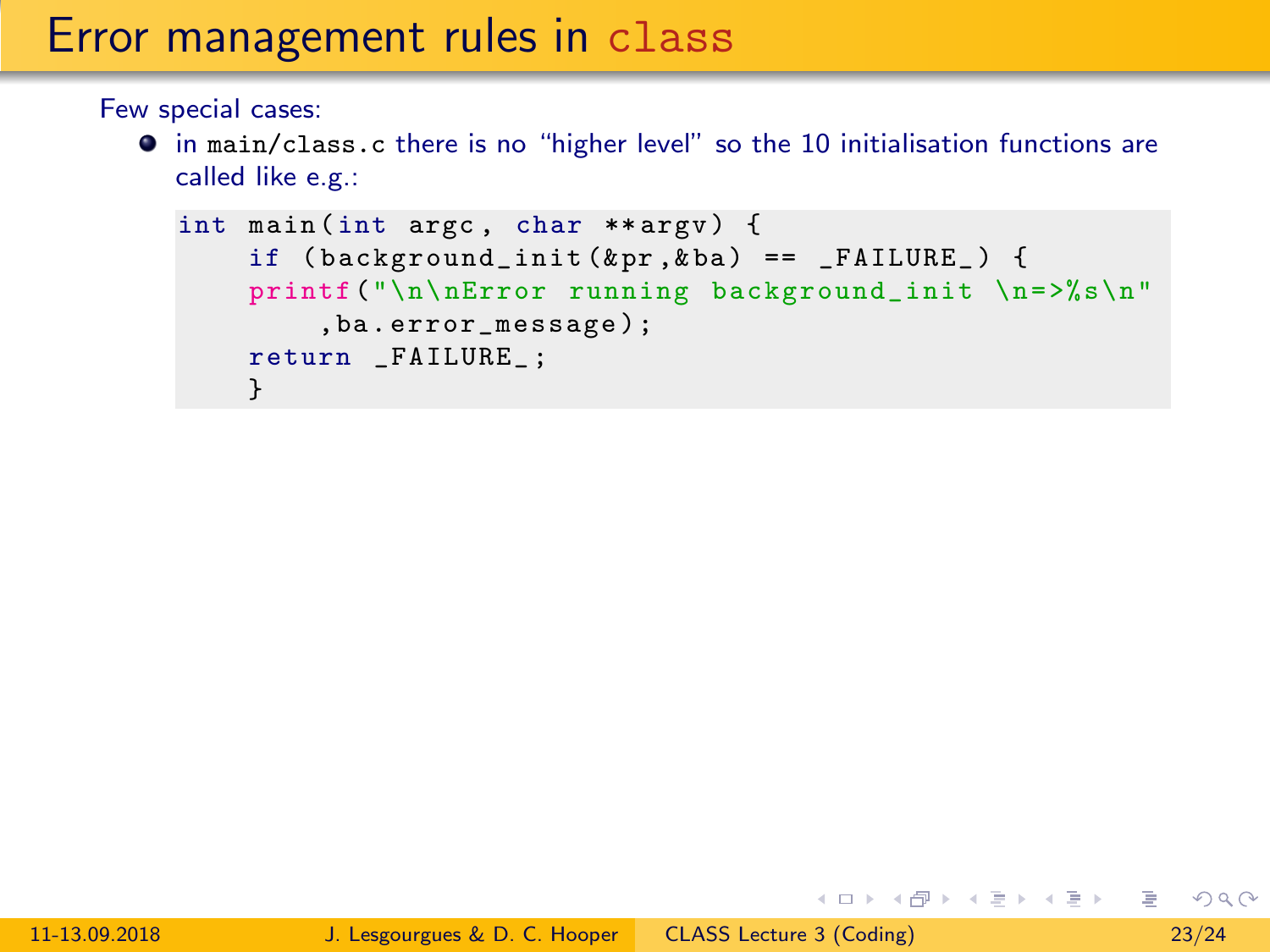# Error management rules in class

Few special cases:

- in main/class.c there is no "higher level" so the 10 initialisation functions are called like e.g.:

```
int main(int argc, char **argv) {
    if (background_init(&pr,&ba) == _FAILURE_) {
    printf("\n\nError running background_init \n=>%s\n"
        ,ba.error_message);
    return _FAILURE_;
    }
```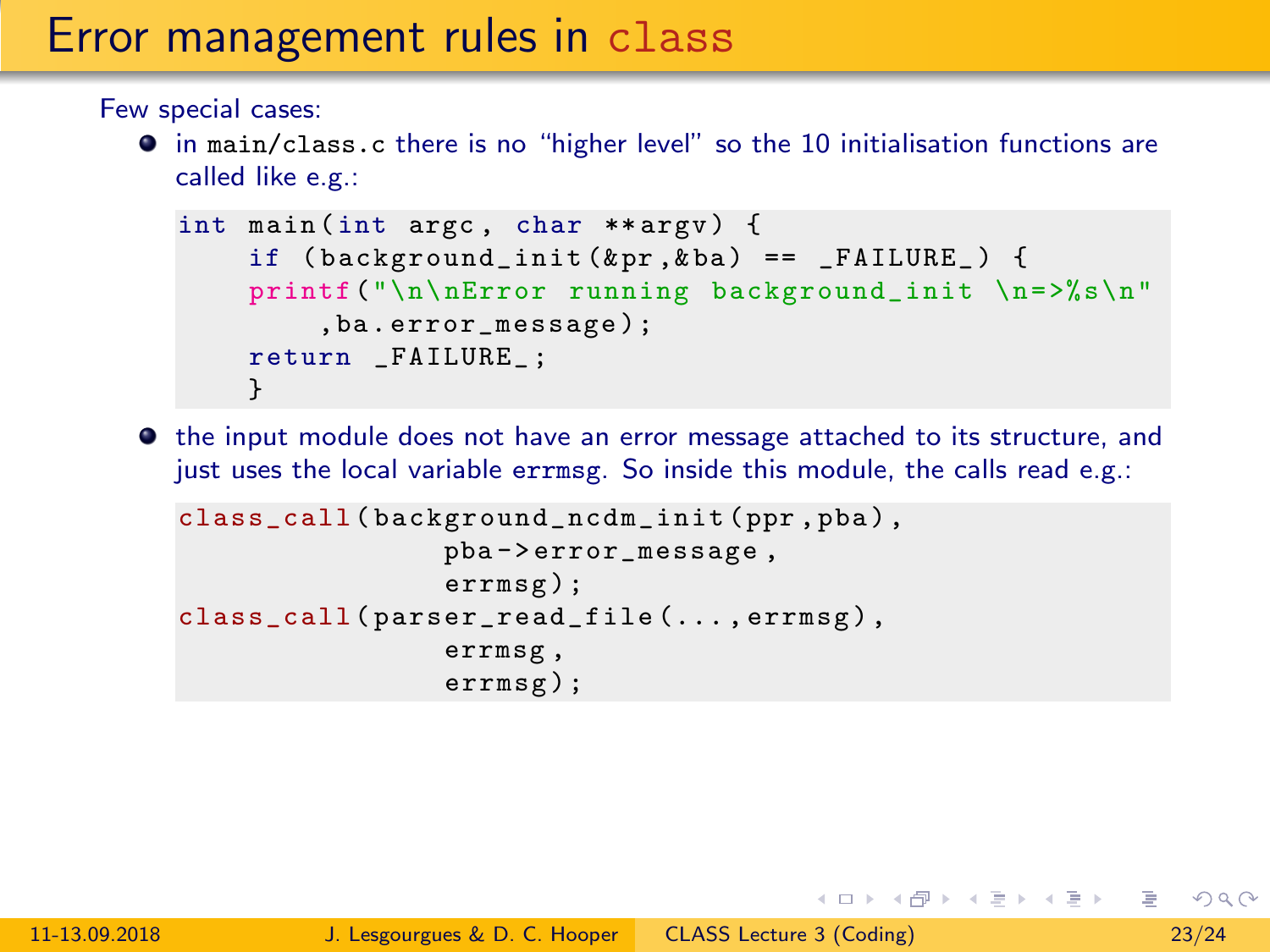# Error management rules in `class`

Few special cases:

- in `main/class.c` there is no "higher level" so the 10 initialisation functions are called like e.g.:

```
int main(int argc, char **argv) {
    if (background_init(&pr,&ba) == _FAILURE_) {
    printf("\n\nError running background_init \n=>%s\n"
        ,ba.error_message);
    return _FAILURE_;
    }
```

- the input module does not have an error message attached to its structure, and just uses the local variable `errmsg`. So inside this module, the calls read e.g.:

```
class_call(background_ncdm_init(ppr,pba),
           pba->error_message,
           errmsg);
class_call(parser_read_file(...,errmsg),
           errmsg,
           errmsg);
```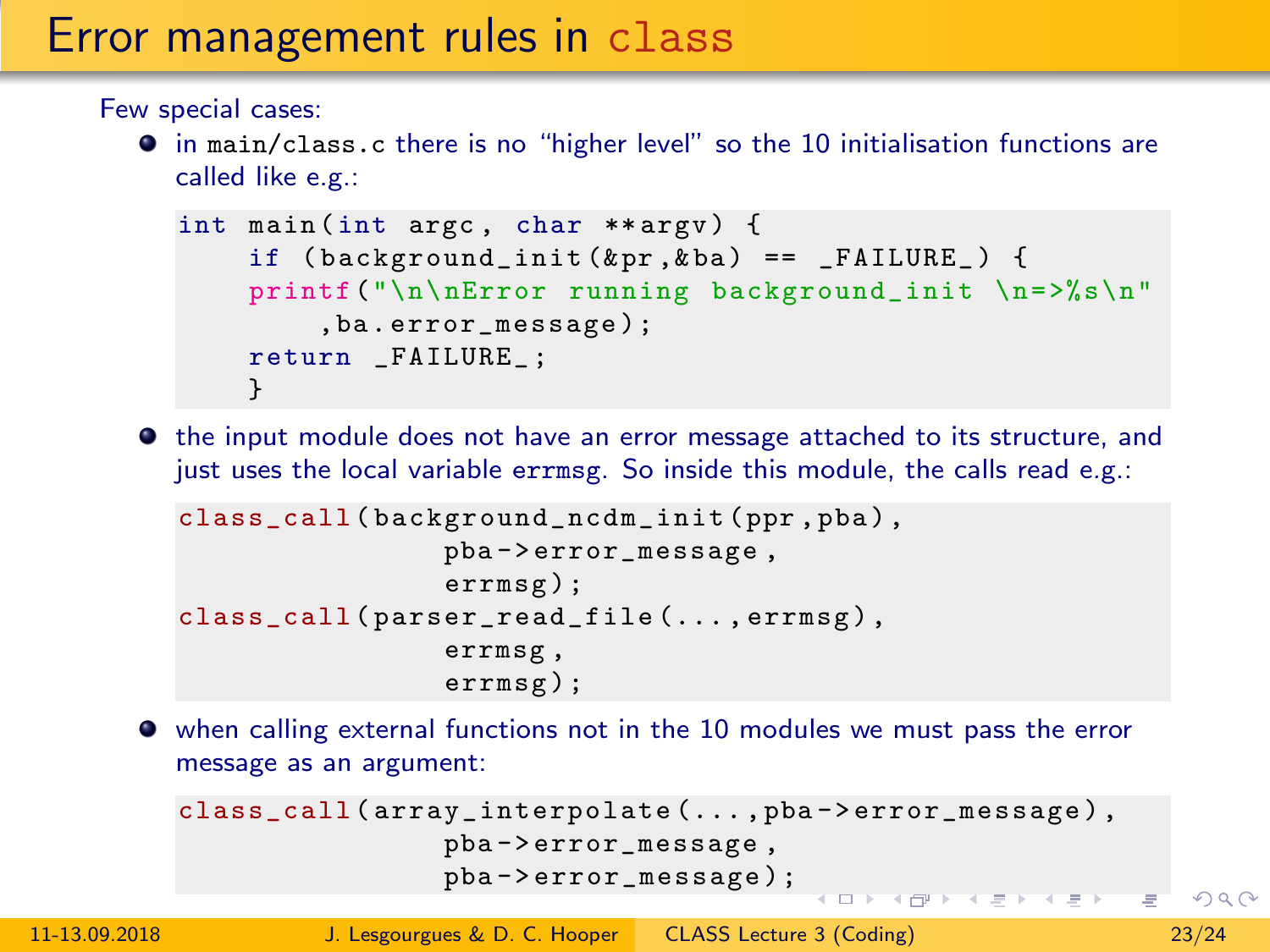# Error management rules in `class`

Few special cases:

- in `main/class.c` there is no "higher level" so the 10 initialisation functions are called like e.g.:

```
int main(int argc, char **argv) {
    if (background_init(&pr,&ba) == _FAILURE_) {
    printf("\n\nError running background_init \n=>%s\n"
        ,ba.error_message);
    return _FAILURE_;
    }
```

- the input module does not have an error message attached to its structure, and just uses the local variable `errmsg`. So inside this module, the calls read e.g.:

```
class_call(background_ncdm_init(ppr,pba),
           pba->error_message,
           errmsg);
class_call(parser_read_file(...,errmsg),
           errmsg,
           errmsg);
```

- when calling external functions not in the 10 modules we must pass the error message as an argument:

```
class_call(array_interpolate(...,pba->error_message),
           pba->error_message,
           pba->error_message);
```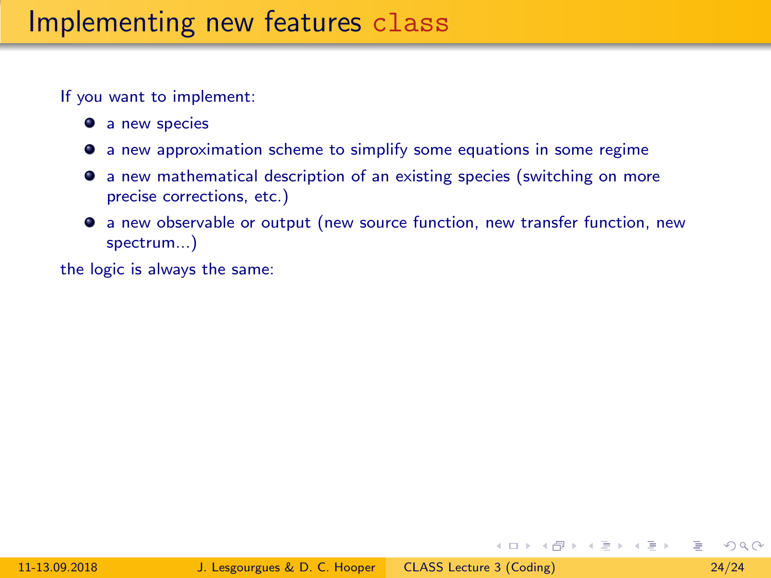# Implementing new features class

If you want to implement:

- a new species
- a new approximation scheme to simplify some equations in some regime
- a new mathematical description of an existing species (switching on more precise corrections, etc.)
- a new observable or output (new source function, new transfer function, new spectrum...)

the logic is always the same: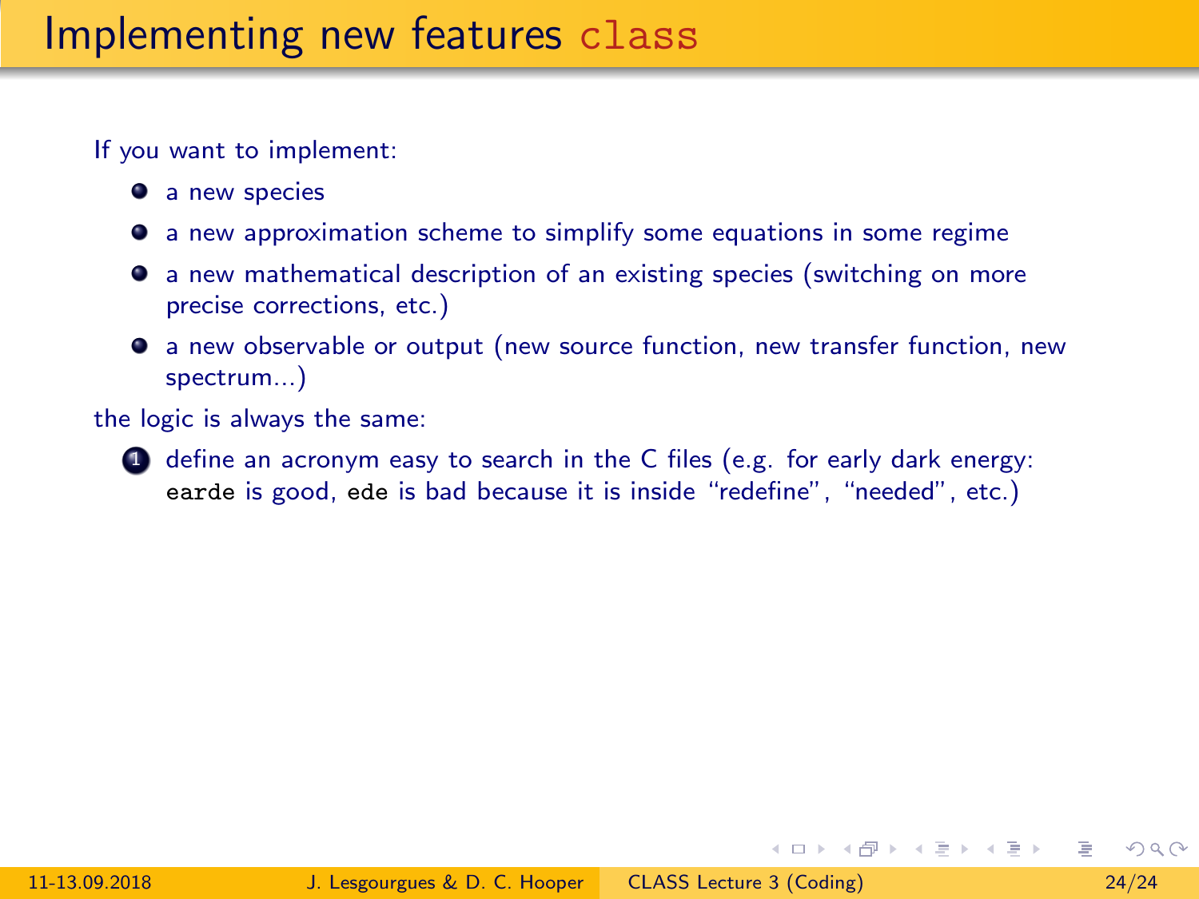# Implementing new features `class`

If you want to implement:

- a new species
- a new approximation scheme to simplify some equations in some regime
- a new mathematical description of an existing species (switching on more precise corrections, etc.)
- a new observable or output (new source function, new transfer function, new spectrum...)

the logic is always the same:

1. define an acronym easy to search in the C files (e.g. for early dark energy: `earde` is good, `ede` is bad because it is inside "redefine", "needed", etc.)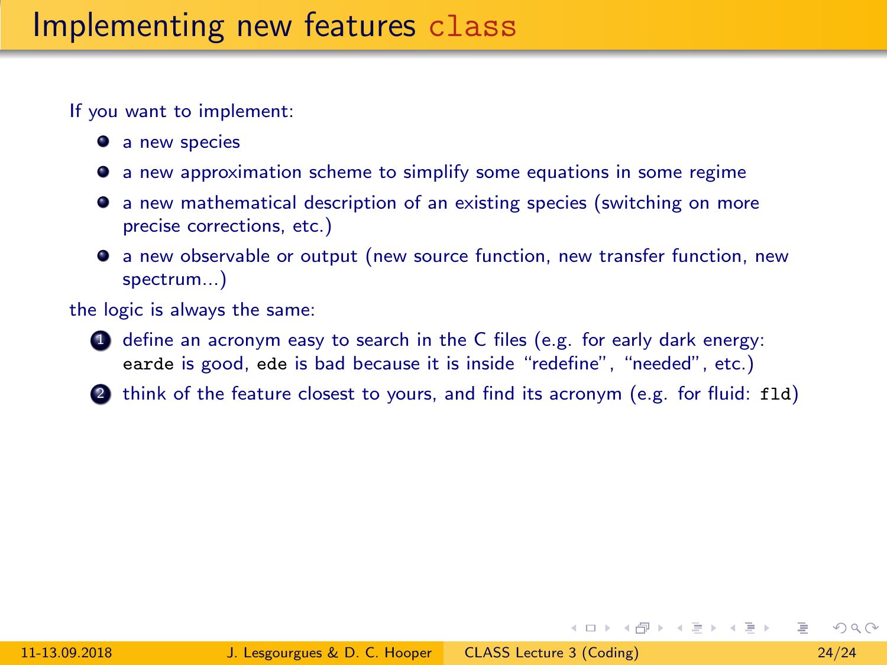# Implementing new features `class`

If you want to implement:

- a new species
- a new approximation scheme to simplify some equations in some regime
- a new mathematical description of an existing species (switching on more precise corrections, etc.)
- a new observable or output (new source function, new transfer function, new spectrum...)

the logic is always the same:

1. define an acronym easy to search in the C files (e.g. for early dark energy: `earde` is good, `ede` is bad because it is inside "redefine", "needed", etc.)
2. think of the feature closest to yours, and find its acronym (e.g. for fluid: `fld`)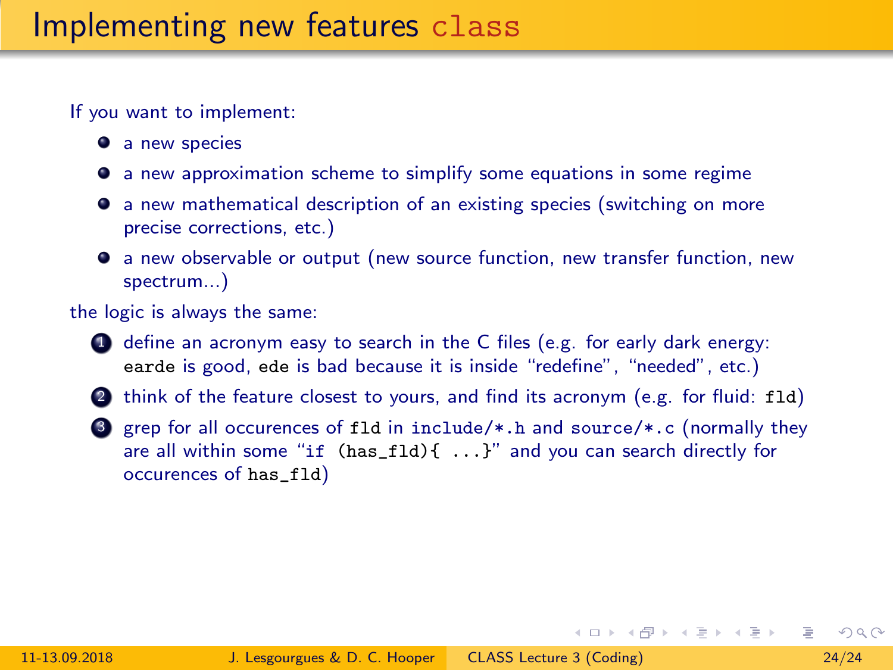# Implementing new features `class`

If you want to implement:

- a new species
- a new approximation scheme to simplify some equations in some regime
- a new mathematical description of an existing species (switching on more precise corrections, etc.)
- a new observable or output (new source function, new transfer function, new spectrum...)

the logic is always the same:

1. define an acronym easy to search in the C files (e.g. for early dark energy: `earde` is good, `ede` is bad because it is inside "redefine", "needed", etc.)
2. think of the feature closest to yours, and find its acronym (e.g. for fluid: `fld`)
3. grep for all occurences of `fld` in `include/*.h` and `source/*.c` (normally they are all within some "`if (has_fld){ ...}`" and you can search directly for occurences of `has_fld`)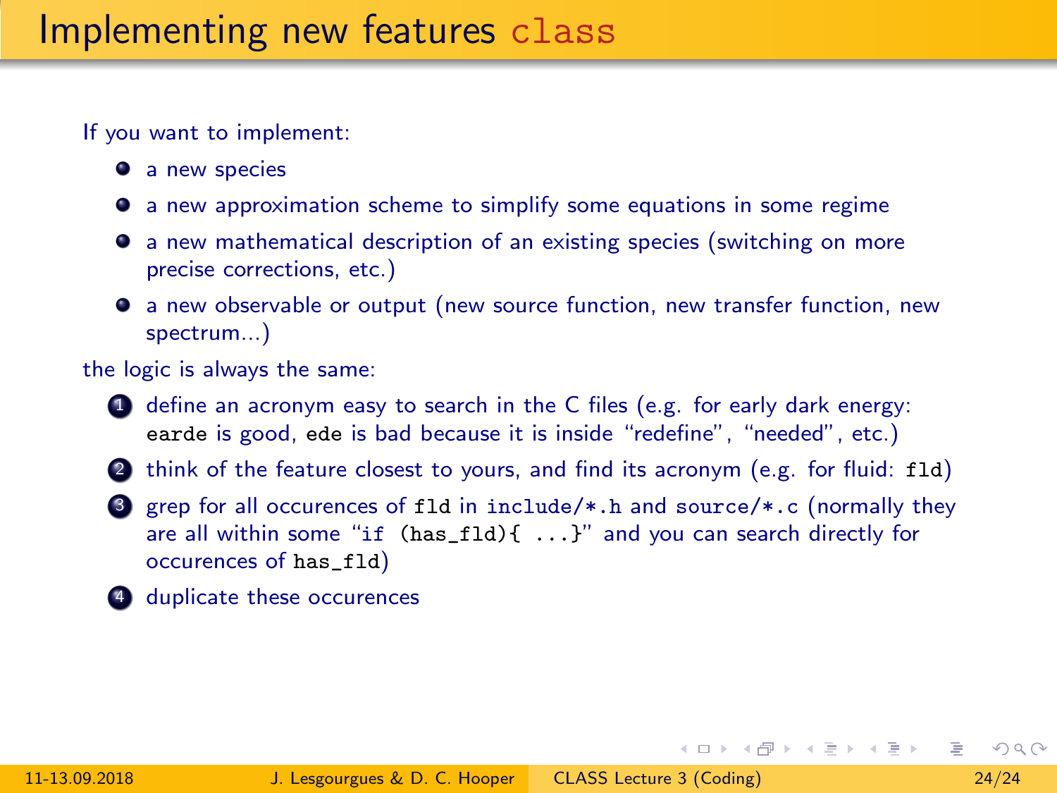# Implementing new features `class`

If you want to implement:

- a new species
- a new approximation scheme to simplify some equations in some regime
- a new mathematical description of an existing species (switching on more precise corrections, etc.)
- a new observable or output (new source function, new transfer function, new spectrum...)

the logic is always the same:

1. define an acronym easy to search in the C files (e.g. for early dark energy: `earde` is good, `ede` is bad because it is inside "redefine", "needed", etc.)
2. think of the feature closest to yours, and find its acronym (e.g. for fluid: `fld`)
3. grep for all occurences of `fld` in `include/*.h` and `source/*.c` (normally they are all within some "`if (has_fld){ ...}`" and you can search directly for occurences of `has_fld`)
4. duplicate these occurences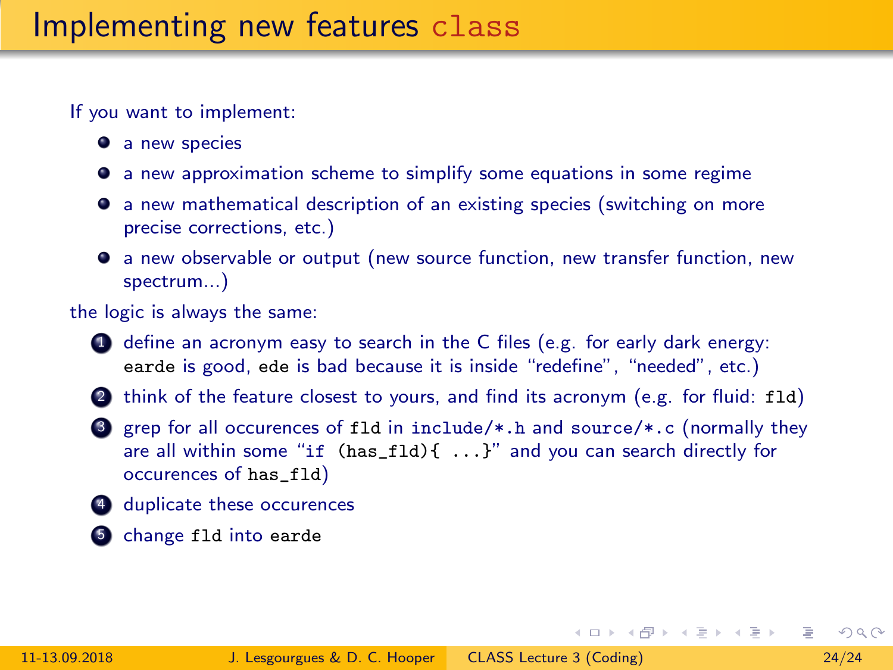# Implementing new features `class`

If you want to implement:

- a new species
- a new approximation scheme to simplify some equations in some regime
- a new mathematical description of an existing species (switching on more precise corrections, etc.)
- a new observable or output (new source function, new transfer function, new spectrum...)

the logic is always the same:

1. define an acronym easy to search in the C files (e.g. for early dark energy: `earde` is good, `ede` is bad because it is inside "redefine", "needed", etc.)
2. think of the feature closest to yours, and find its acronym (e.g. for fluid: `fld`)
3. grep for all occurences of `fld` in `include/*.h` and `source/*.c` (normally they are all within some "`if (has_fld){ ...}`" and you can search directly for occurences of `has_fld`)
4. duplicate these occurences
5. change `fld` into `earde`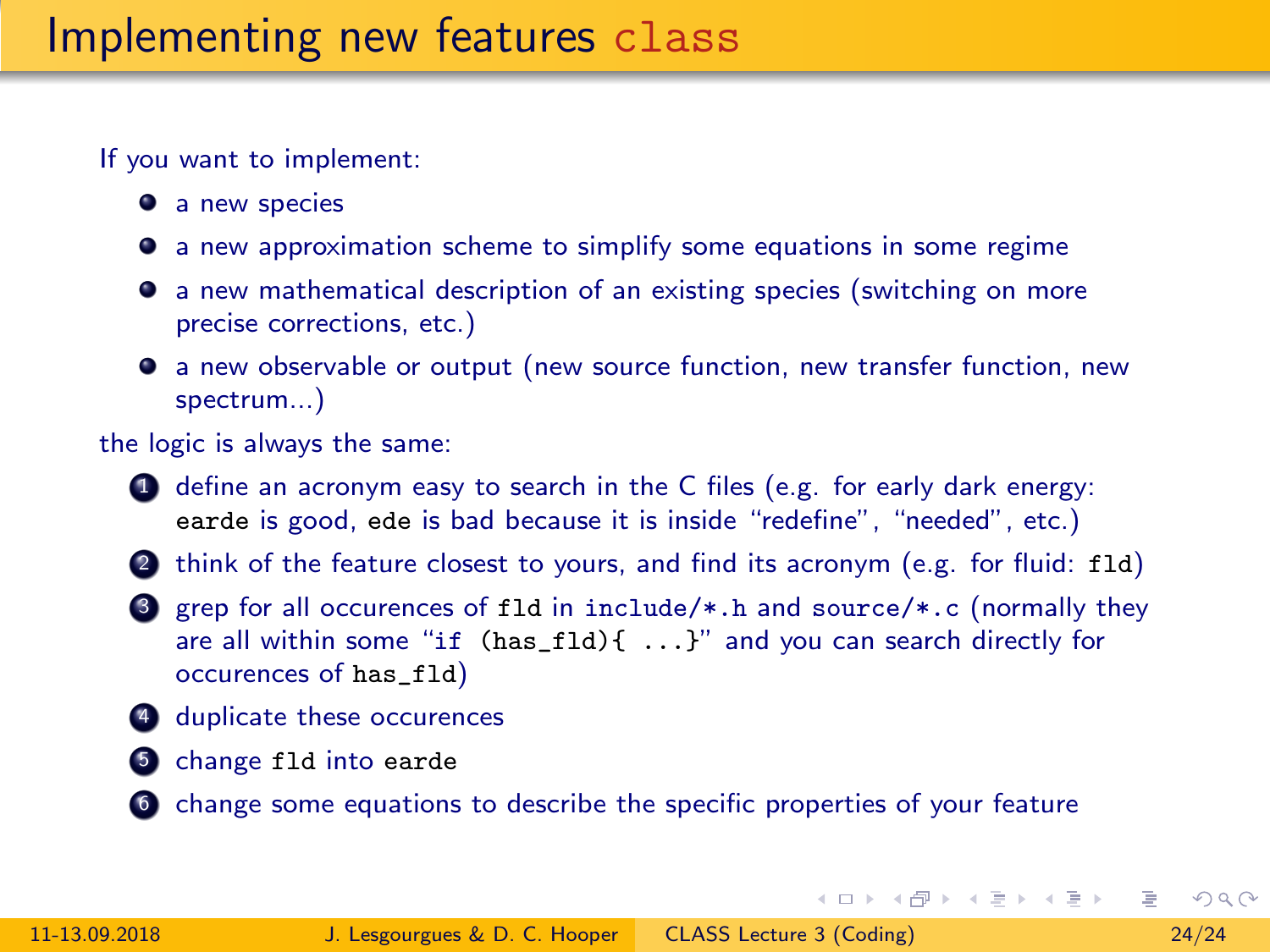# Implementing new features `class`

If you want to implement:

- a new species
- a new approximation scheme to simplify some equations in some regime
- a new mathematical description of an existing species (switching on more precise corrections, etc.)
- a new observable or output (new source function, new transfer function, new spectrum...)

the logic is always the same:

1. define an acronym easy to search in the C files (e.g. for early dark energy: `earde` is good, `ede` is bad because it is inside "redefine", "needed", etc.)
2. think of the feature closest to yours, and find its acronym (e.g. for fluid: `fld`)
3. grep for all occurences of `fld` in `include/*.h` and `source/*.c` (normally they are all within some "`if (has_fld){ ...}`" and you can search directly for occurences of `has_fld`)
4. duplicate these occurences
5. change `fld` into `earde`
6. change some equations to describe the specific properties of your feature